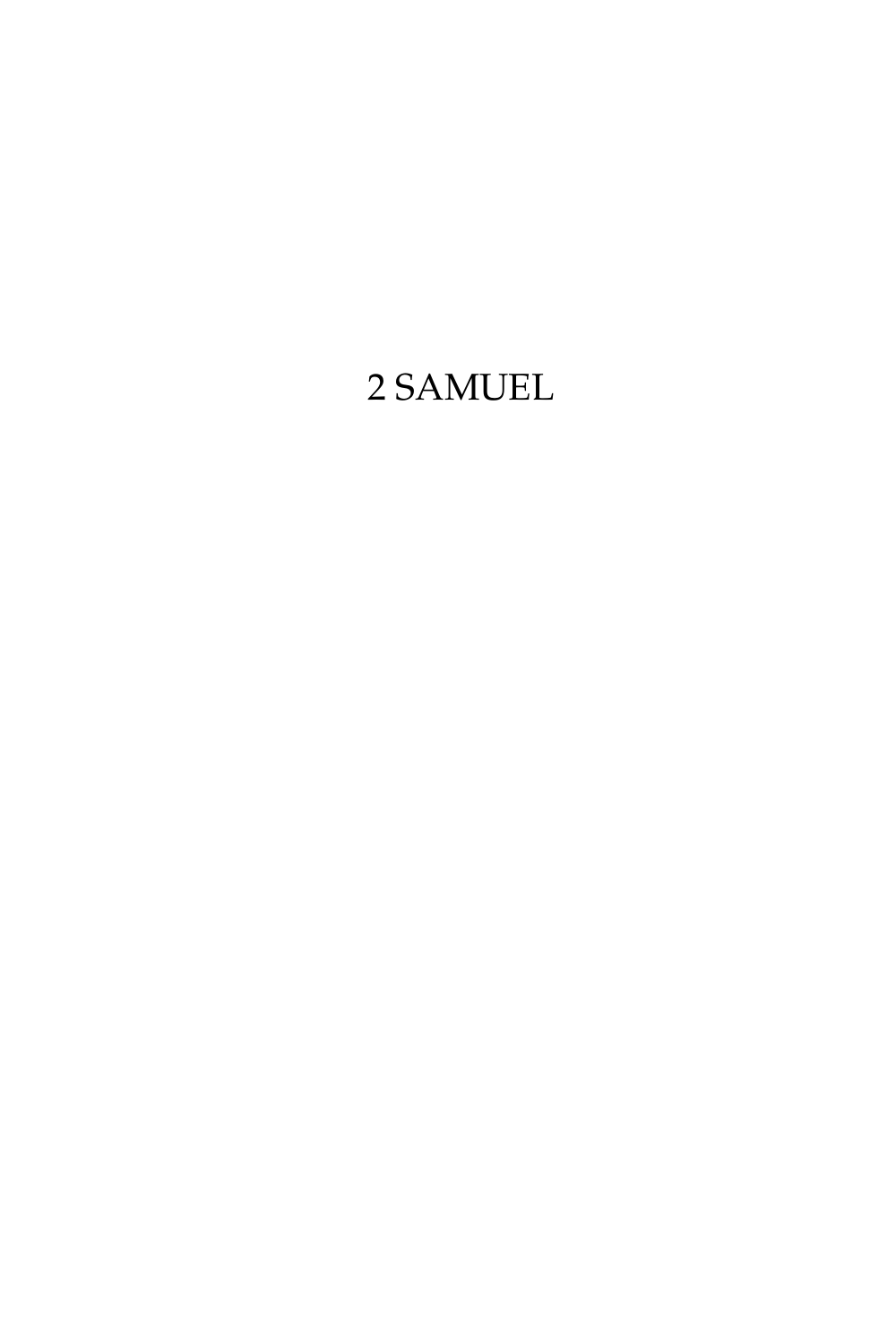# 2 SAMUEL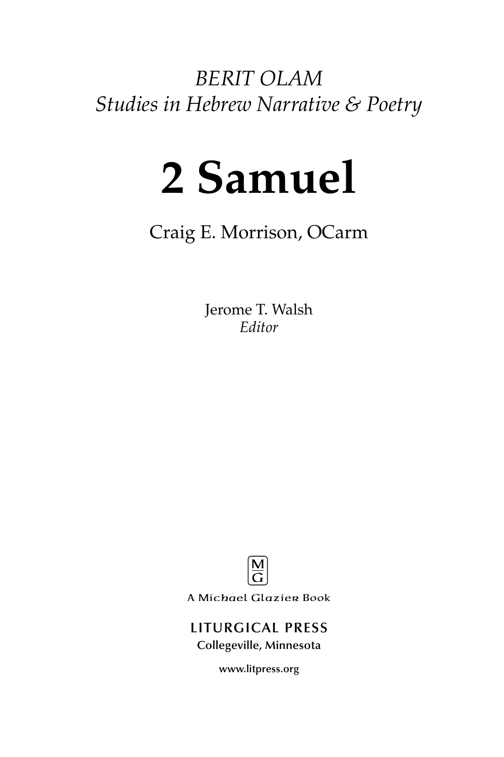*BERIT OLAM*
*Studies in Hebrew Narrative & Poetry*

# 2 Samuel

Craig E. Morrison, OCarm

Jerome T. Walsh
*Editor*

M
G

A Michael Glazier Book

LITURGICAL PRESS
Collegeville, Minnesota

www.litpress.org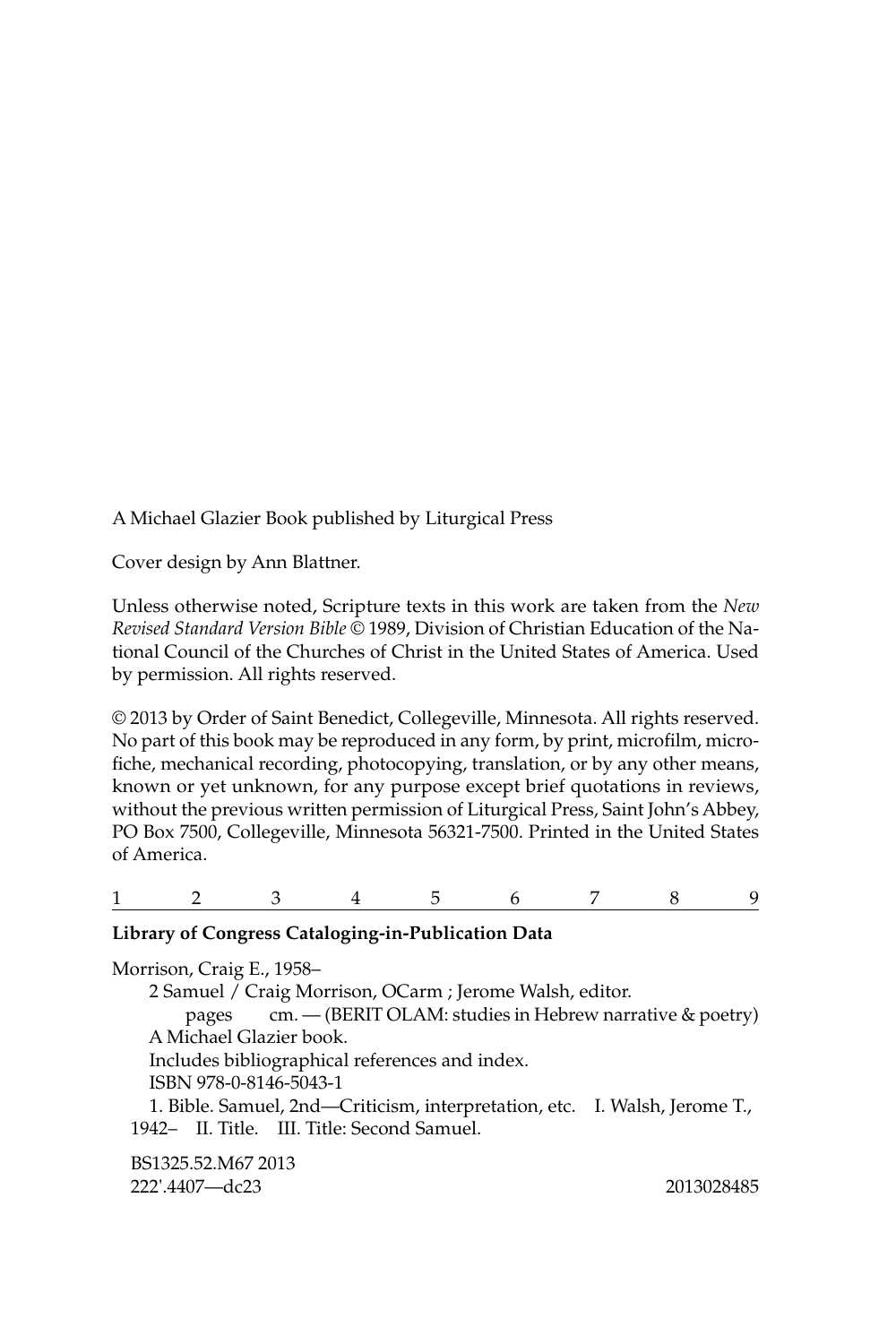A Michael Glazier Book published by Liturgical Press

Cover design by Ann Blattner.

Unless otherwise noted, Scripture texts in this work are taken from the *New Revised Standard Version Bible* © 1989, Division of Christian Education of the National Council of the Churches of Christ in the United States of America. Used by permission. All rights reserved.

© 2013 by Order of Saint Benedict, Collegeville, Minnesota. All rights reserved. No part of this book may be reproduced in any form, by print, microfilm, microfiche, mechanical recording, photocopying, translation, or by any other means, known or yet unknown, for any purpose except brief quotations in reviews, without the previous written permission of Liturgical Press, Saint John's Abbey, PO Box 7500, Collegeville, Minnesota 56321-7500. Printed in the United States of America.

1 2 3 4 5 6 7 8 9

**Library of Congress Cataloging-in-Publication Data**

Morrison, Craig E., 1958–

2 Samuel / Craig Morrison, OCarm ; Jerome Walsh, editor.

pages cm. — (BERIT OLAM: studies in Hebrew narrative & poetry)

A Michael Glazier book.

Includes bibliographical references and index.

ISBN 978-0-8146-5043-1

1. Bible. Samuel, 2nd—Criticism, interpretation, etc. I. Walsh, Jerome T., 1942– II. Title. III. Title: Second Samuel.

BS1325.52.M67 2013

222'.4407—dc23 2013028485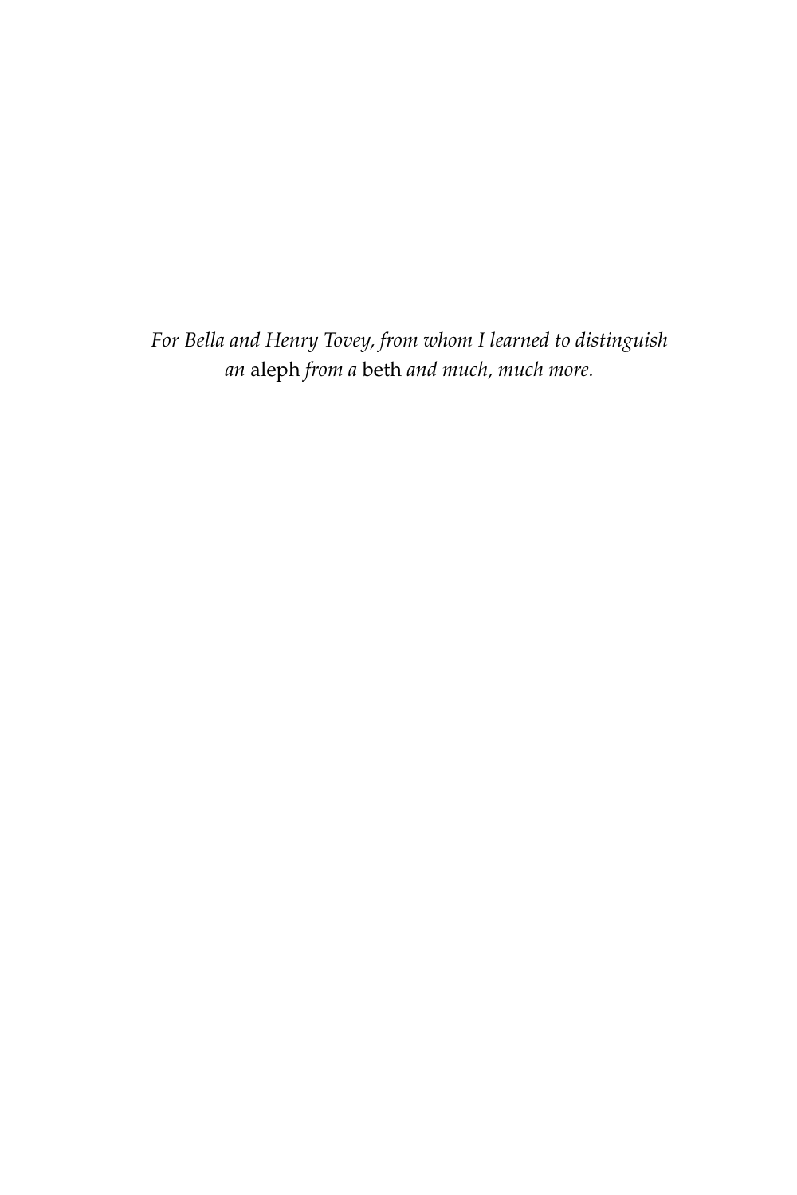*For Bella and Henry Tovey, from whom I learned to distinguish an* aleph *from a* beth *and much, much more.*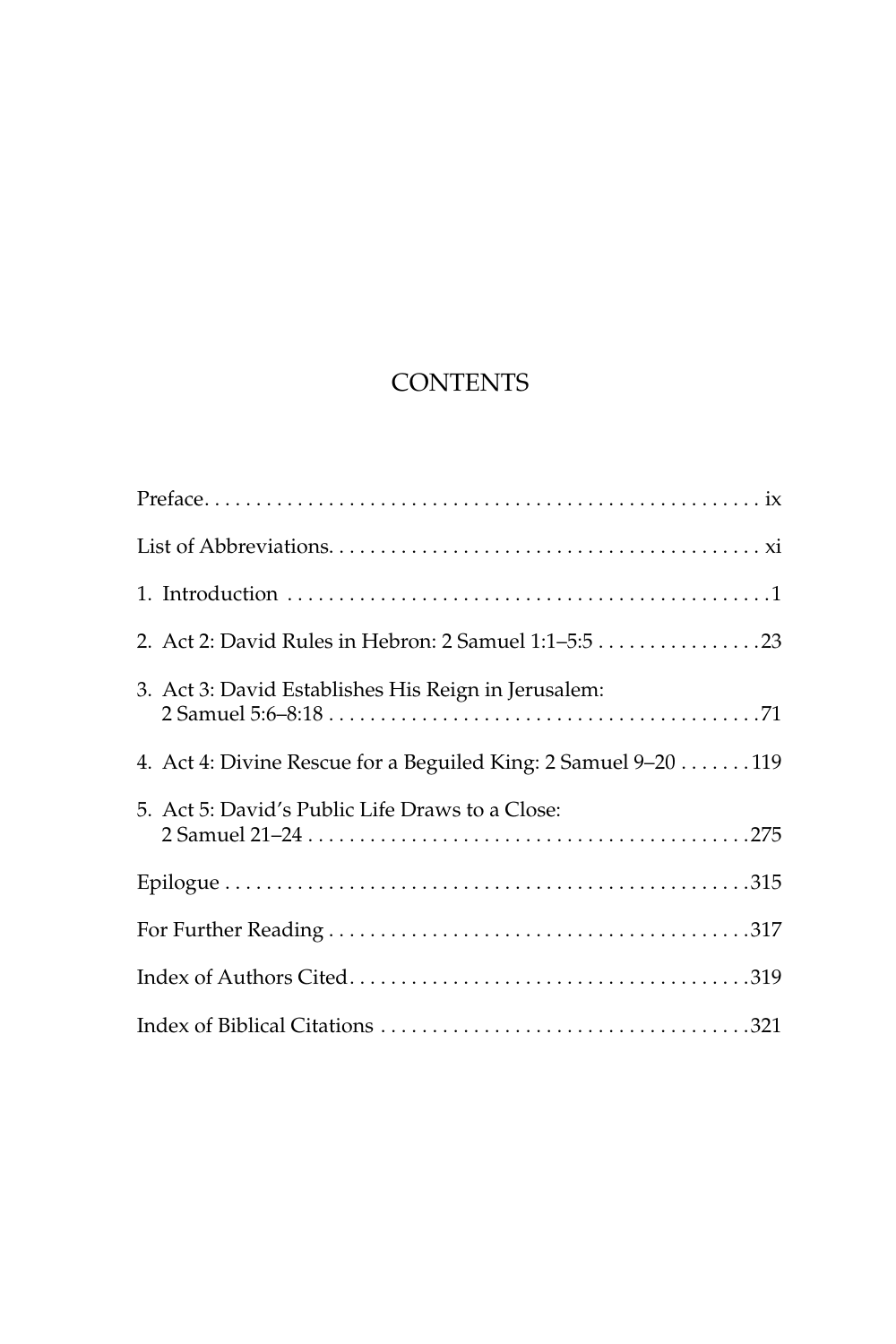# CONTENTS

Preface. . . . . . . . . . . . . . . . . . . . . . . . . . . . . . . . . . . . . . . . . . . . . . . . . . . . . . . ix

List of Abbreviations. . . . . . . . . . . . . . . . . . . . . . . . . . . . . . . . . . . . . . . . . . . . xi

1. Introduction . . . . . . . . . . . . . . . . . . . . . . . . . . . . . . . . . . . . . . . . . . . . . . . .1

2. Act 2: David Rules in Hebron: 2 Samuel 1:1–5:5 . . . . . . . . . . . . . . . . 23

3. Act 3: David Establishes His Reign in Jerusalem: 2 Samuel 5:6–8:18 . . . . . . . . . . . . . . . . . . . . . . . . . . . . . . . . . . . . . . . . . .71

4. Act 4: Divine Rescue for a Beguiled King: 2 Samuel 9–20 . . . . . . . 119

5. Act 5: David's Public Life Draws to a Close: 2 Samuel 21–24 . . . . . . . . . . . . . . . . . . . . . . . . . . . . . . . . . . . . . . . . . . . .275

Epilogue . . . . . . . . . . . . . . . . . . . . . . . . . . . . . . . . . . . . . . . . . . . . . . . . . . . .315

For Further Reading . . . . . . . . . . . . . . . . . . . . . . . . . . . . . . . . . . . . . . . . . .317

Index of Authors Cited. . . . . . . . . . . . . . . . . . . . . . . . . . . . . . . . . . . . . . . .319

Index of Biblical Citations . . . . . . . . . . . . . . . . . . . . . . . . . . . . . . . . . . . .321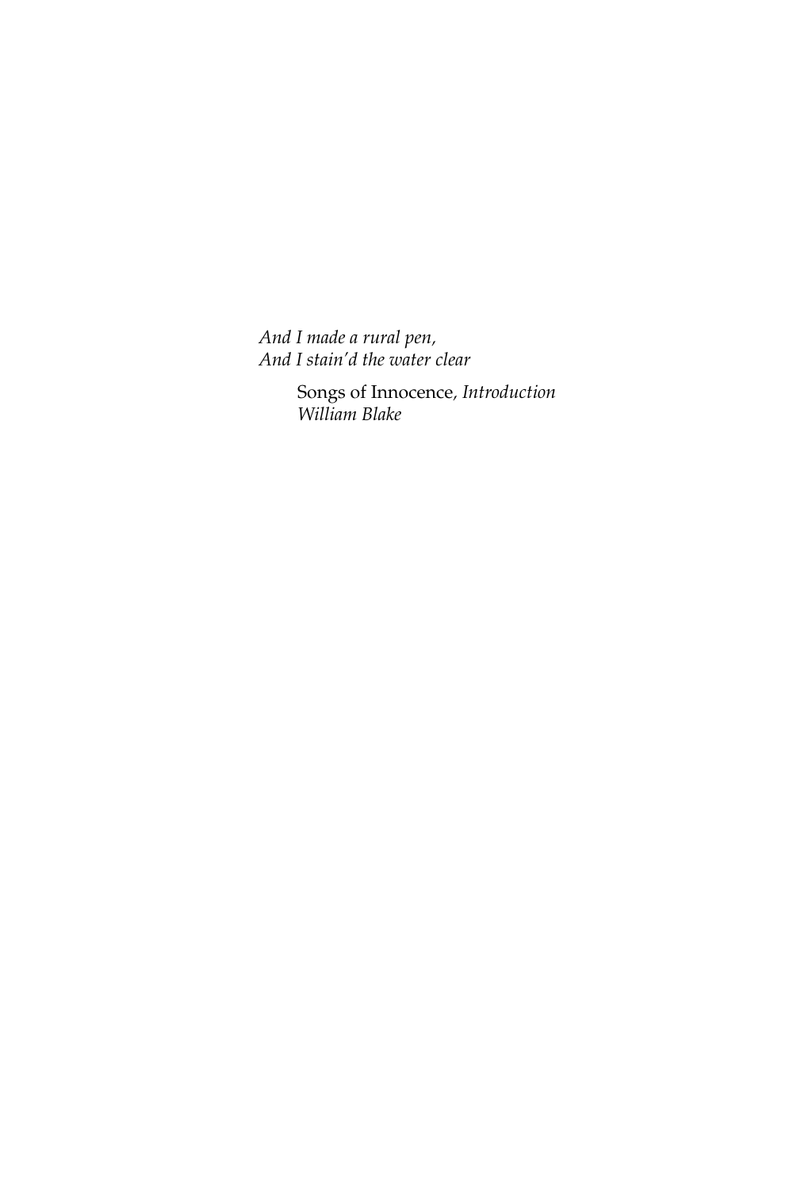*And I made a rural pen,*
*And I stain'd the water clear*

Songs of Innocence*, Introduction*
*William Blake*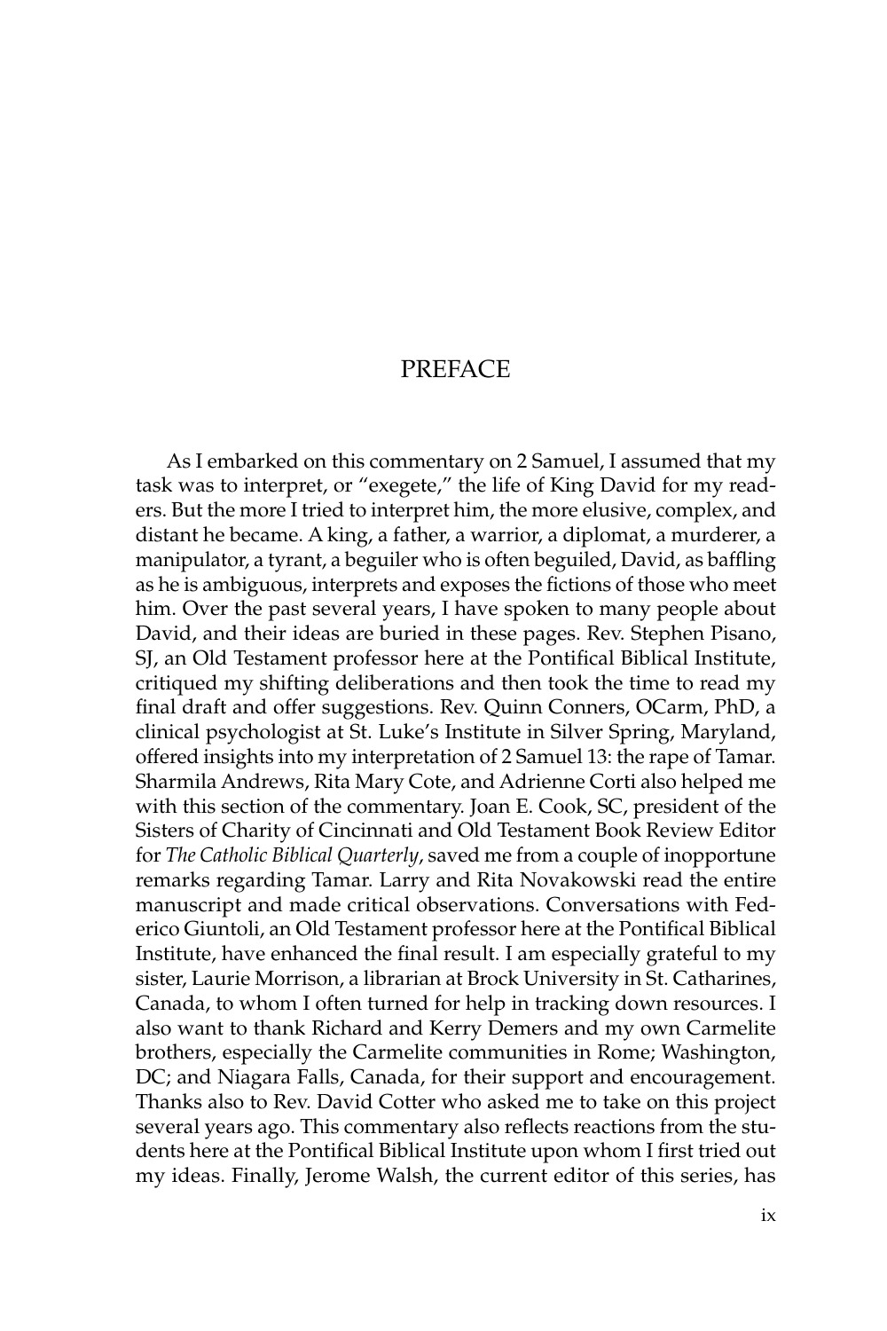# PREFACE

As I embarked on this commentary on 2 Samuel, I assumed that my task was to interpret, or "exegete," the life of King David for my readers. But the more I tried to interpret him, the more elusive, complex, and distant he became. A king, a father, a warrior, a diplomat, a murderer, a manipulator, a tyrant, a beguiler who is often beguiled, David, as baffling as he is ambiguous, interprets and exposes the fictions of those who meet him. Over the past several years, I have spoken to many people about David, and their ideas are buried in these pages. Rev. Stephen Pisano, SJ, an Old Testament professor here at the Pontifical Biblical Institute, critiqued my shifting deliberations and then took the time to read my final draft and offer suggestions. Rev. Quinn Conners, OCarm, PhD, a clinical psychologist at St. Luke's Institute in Silver Spring, Maryland, offered insights into my interpretation of 2 Samuel 13: the rape of Tamar. Sharmila Andrews, Rita Mary Cote, and Adrienne Corti also helped me with this section of the commentary. Joan E. Cook, SC, president of the Sisters of Charity of Cincinnati and Old Testament Book Review Editor for *The Catholic Biblical Quarterly*, saved me from a couple of inopportune remarks regarding Tamar. Larry and Rita Novakowski read the entire manuscript and made critical observations. Conversations with Federico Giuntoli, an Old Testament professor here at the Pontifical Biblical Institute, have enhanced the final result. I am especially grateful to my sister, Laurie Morrison, a librarian at Brock University in St. Catharines, Canada, to whom I often turned for help in tracking down resources. I also want to thank Richard and Kerry Demers and my own Carmelite brothers, especially the Carmelite communities in Rome; Washington, DC; and Niagara Falls, Canada, for their support and encouragement. Thanks also to Rev. David Cotter who asked me to take on this project several years ago. This commentary also reflects reactions from the students here at the Pontifical Biblical Institute upon whom I first tried out my ideas. Finally, Jerome Walsh, the current editor of this series, has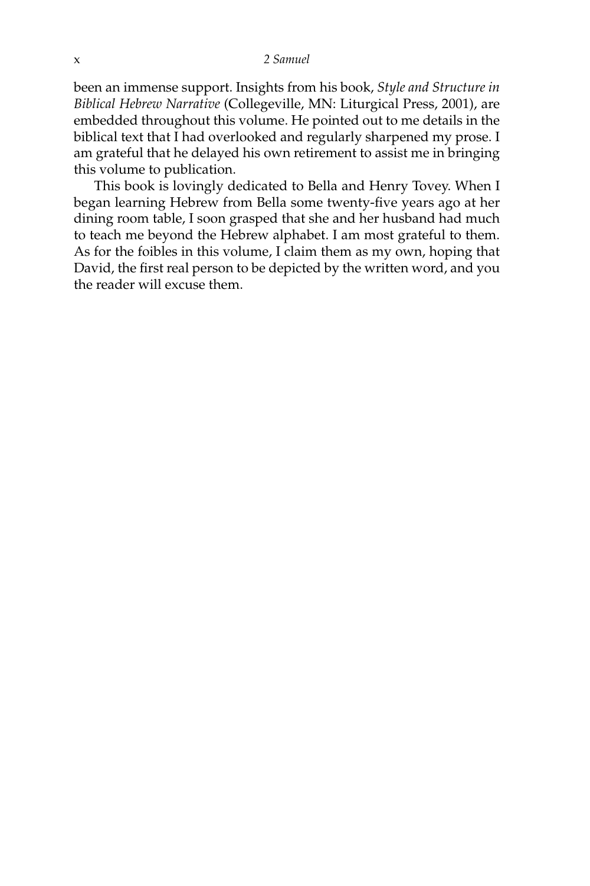been an immense support. Insights from his book, *Style and Structure in Biblical Hebrew Narrative* (Collegeville, MN: Liturgical Press, 2001), are embedded throughout this volume. He pointed out to me details in the biblical text that I had overlooked and regularly sharpened my prose. I am grateful that he delayed his own retirement to assist me in bringing this volume to publication.

This book is lovingly dedicated to Bella and Henry Tovey. When I began learning Hebrew from Bella some twenty-five years ago at her dining room table, I soon grasped that she and her husband had much to teach me beyond the Hebrew alphabet. I am most grateful to them. As for the foibles in this volume, I claim them as my own, hoping that David, the first real person to be depicted by the written word, and you the reader will excuse them.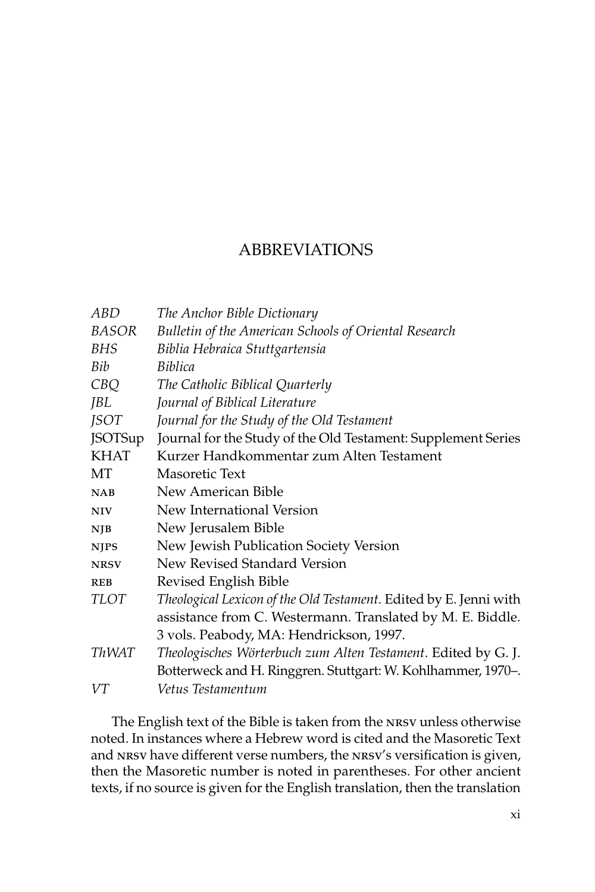# ABBREVIATIONS

| | |
|---|---|
| *ABD* | *The Anchor Bible Dictionary* |
| *BASOR* | *Bulletin of the American Schools of Oriental Research* |
| *BHS* | *Biblia Hebraica Stuttgartensia* |
| *Bib* | *Biblica* |
| *CBQ* | *The Catholic Biblical Quarterly* |
| *JBL* | *Journal of Biblical Literature* |
| *JSOT* | *Journal for the Study of the Old Testament* |
| JSOTSup | Journal for the Study of the Old Testament: Supplement Series |
| KHAT | Kurzer Handkommentar zum Alten Testament |
| MT | Masoretic Text |
| NAB | New American Bible |
| NIV | New International Version |
| NJB | New Jerusalem Bible |
| NJPS | New Jewish Publication Society Version |
| NRSV | New Revised Standard Version |
| REB | Revised English Bible |
| *TLOT* | *Theological Lexicon of the Old Testament.* Edited by E. Jenni with assistance from C. Westermann. Translated by M. E. Biddle. 3 vols. Peabody, MA: Hendrickson, 1997. |
| *ThWAT* | *Theologisches Wörterbuch zum Alten Testament*. Edited by G. J. Botterweck and H. Ringgren. Stuttgart: W. Kohlhammer, 1970–. |
| *VT* | *Vetus Testamentum* |

The English text of the Bible is taken from the NRSV unless otherwise noted. In instances where a Hebrew word is cited and the Masoretic Text and NRSV have different verse numbers, the NRSV's versification is given, then the Masoretic number is noted in parentheses. For other ancient texts, if no source is given for the English translation, then the translation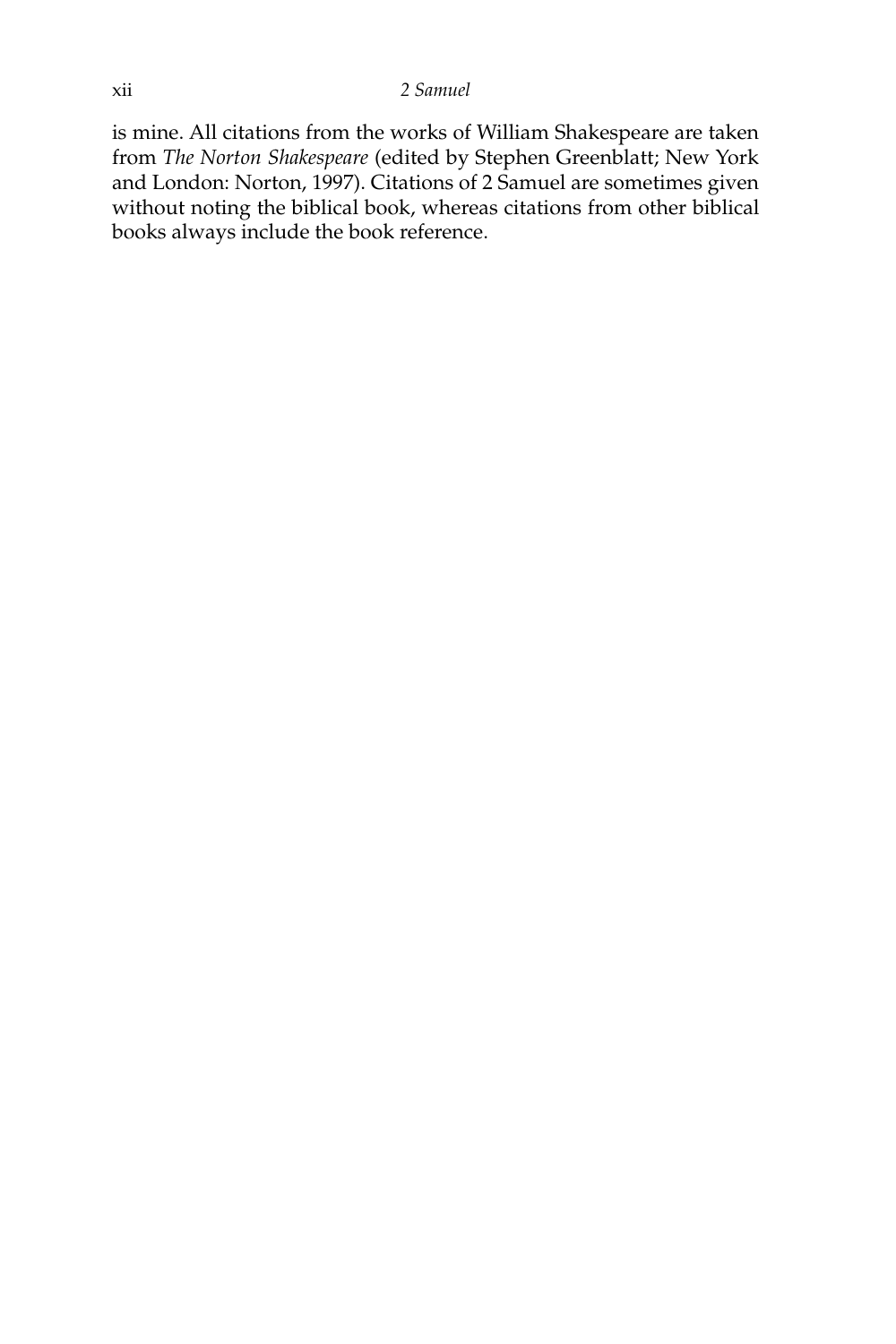is mine. All citations from the works of William Shakespeare are taken from *The Norton Shakespeare* (edited by Stephen Greenblatt; New York and London: Norton, 1997). Citations of 2 Samuel are sometimes given without noting the biblical book, whereas citations from other biblical books always include the book reference.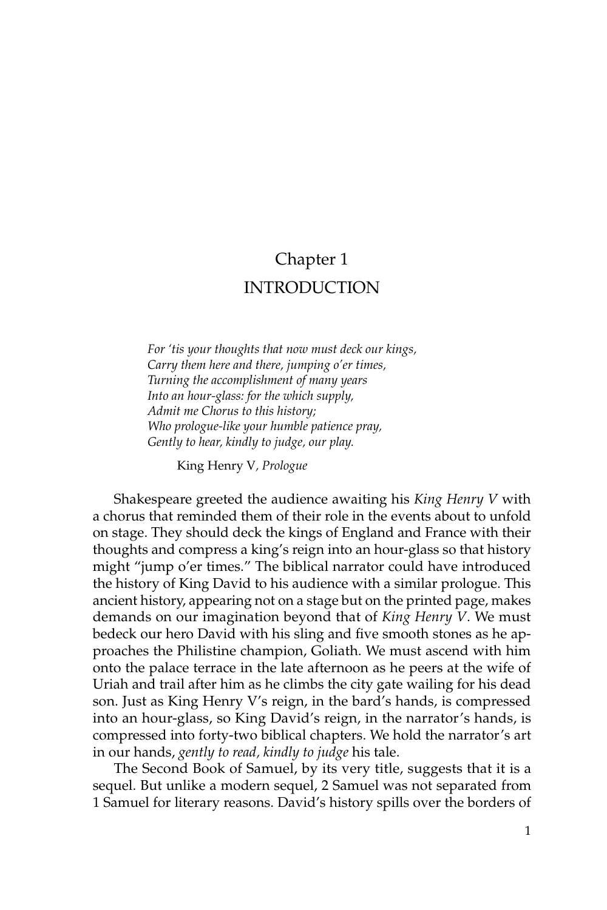# Chapter 1
# INTRODUCTION

> *For 'tis your thoughts that now must deck our kings,*
> *Carry them here and there, jumping o'er times,*
> *Turning the accomplishment of many years*
> *Into an hour-glass: for the which supply,*
> *Admit me Chorus to this history;*
> *Who prologue-like your humble patience pray,*
> *Gently to hear, kindly to judge, our play.*
>
> King Henry V, *Prologue*

Shakespeare greeted the audience awaiting his *King Henry V* with a chorus that reminded them of their role in the events about to unfold on stage. They should deck the kings of England and France with their thoughts and compress a king's reign into an hour-glass so that history might "jump o'er times." The biblical narrator could have introduced the history of King David to his audience with a similar prologue. This ancient history, appearing not on a stage but on the printed page, makes demands on our imagination beyond that of *King Henry V*. We must bedeck our hero David with his sling and five smooth stones as he approaches the Philistine champion, Goliath. We must ascend with him onto the palace terrace in the late afternoon as he peers at the wife of Uriah and trail after him as he climbs the city gate wailing for his dead son. Just as King Henry V's reign, in the bard's hands, is compressed into an hour-glass, so King David's reign, in the narrator's hands, is compressed into forty-two biblical chapters. We hold the narrator's art in our hands, *gently to read, kindly to judge* his tale.

The Second Book of Samuel, by its very title, suggests that it is a sequel. But unlike a modern sequel, 2 Samuel was not separated from 1 Samuel for literary reasons. David's history spills over the borders of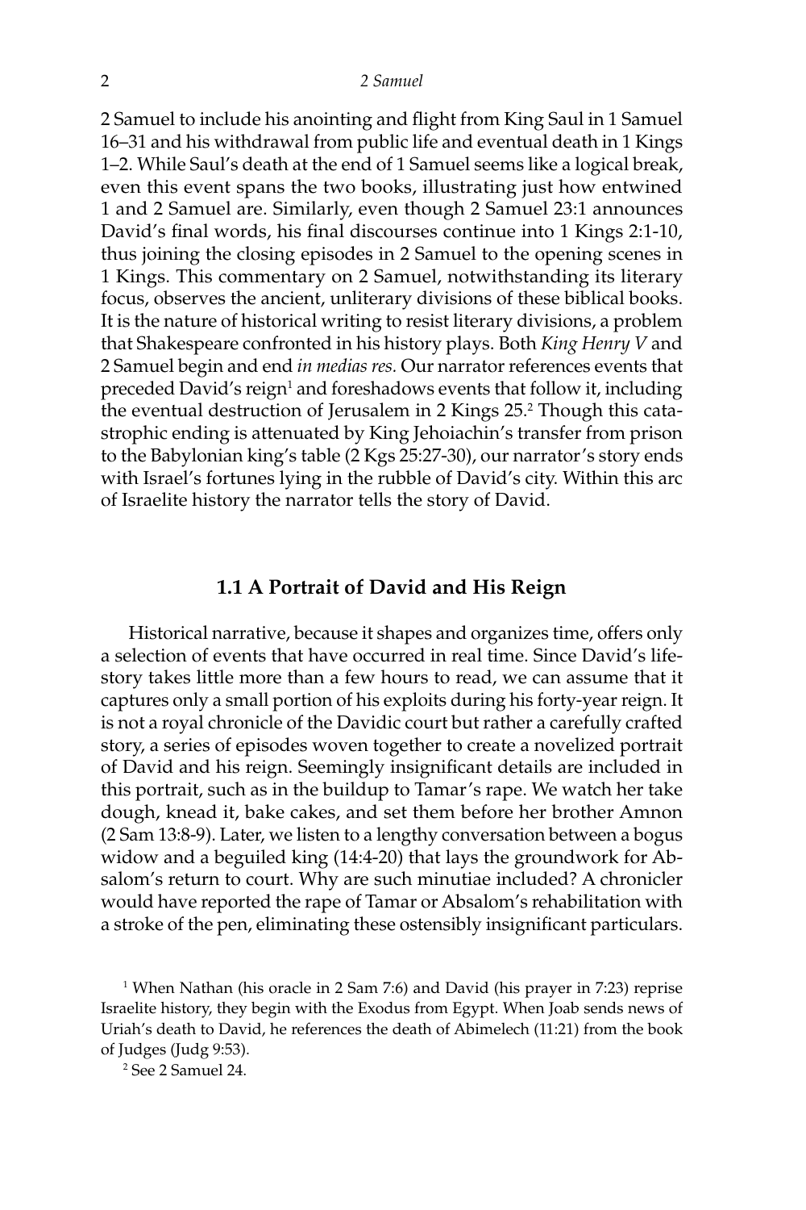2 Samuel to include his anointing and flight from King Saul in 1 Samuel 16–31 and his withdrawal from public life and eventual death in 1 Kings 1–2. While Saul's death at the end of 1 Samuel seems like a logical break, even this event spans the two books, illustrating just how entwined 1 and 2 Samuel are. Similarly, even though 2 Samuel 23:1 announces David's final words, his final discourses continue into 1 Kings 2:1-10, thus joining the closing episodes in 2 Samuel to the opening scenes in 1 Kings. This commentary on 2 Samuel, notwithstanding its literary focus, observes the ancient, unliterary divisions of these biblical books. It is the nature of historical writing to resist literary divisions, a problem that Shakespeare confronted in his history plays. Both *King Henry V* and 2 Samuel begin and end *in medias res*. Our narrator references events that preceded David's reign[1] and foreshadows events that follow it, including the eventual destruction of Jerusalem in 2 Kings 25.[2] Though this catastrophic ending is attenuated by King Jehoiachin's transfer from prison to the Babylonian king's table (2 Kgs 25:27-30), our narrator's story ends with Israel's fortunes lying in the rubble of David's city. Within this arc of Israelite history the narrator tells the story of David.

## 1.1 A Portrait of David and His Reign

Historical narrative, because it shapes and organizes time, offers only a selection of events that have occurred in real time. Since David's life-story takes little more than a few hours to read, we can assume that it captures only a small portion of his exploits during his forty-year reign. It is not a royal chronicle of the Davidic court but rather a carefully crafted story, a series of episodes woven together to create a novelized portrait of David and his reign. Seemingly insignificant details are included in this portrait, such as in the buildup to Tamar's rape. We watch her take dough, knead it, bake cakes, and set them before her brother Amnon (2 Sam 13:8-9). Later, we listen to a lengthy conversation between a bogus widow and a beguiled king (14:4-20) that lays the groundwork for Absalom's return to court. Why are such minutiae included? A chronicler would have reported the rape of Tamar or Absalom's rehabilitation with a stroke of the pen, eliminating these ostensibly insignificant particulars.

[1] When Nathan (his oracle in 2 Sam 7:6) and David (his prayer in 7:23) reprise Israelite history, they begin with the Exodus from Egypt. When Joab sends news of Uriah's death to David, he references the death of Abimelech (11:21) from the book of Judges (Judg 9:53).

[2] See 2 Samuel 24.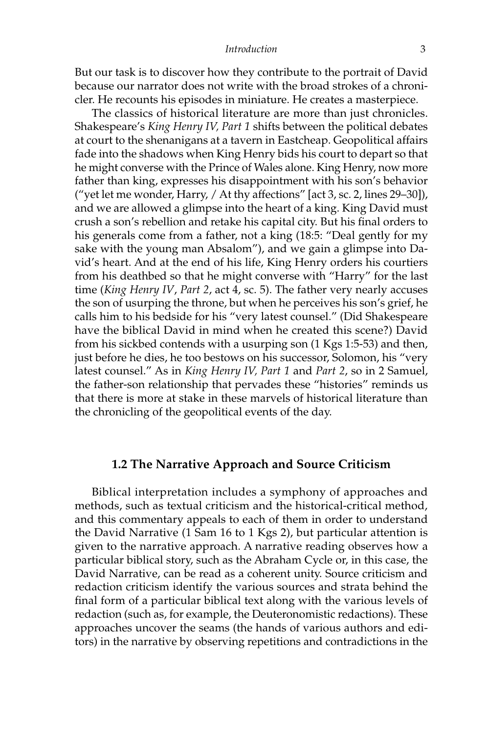But our task is to discover how they contribute to the portrait of David because our narrator does not write with the broad strokes of a chronicler. He recounts his episodes in miniature. He creates a masterpiece.

The classics of historical literature are more than just chronicles. Shakespeare's *King Henry IV, Part 1* shifts between the political debates at court to the shenanigans at a tavern in Eastcheap. Geopolitical affairs fade into the shadows when King Henry bids his court to depart so that he might converse with the Prince of Wales alone. King Henry, now more father than king, expresses his disappointment with his son's behavior ("yet let me wonder, Harry, / At thy affections" [act 3, sc. 2, lines 29–30]), and we are allowed a glimpse into the heart of a king. King David must crush a son's rebellion and retake his capital city. But his final orders to his generals come from a father, not a king (18:5: "Deal gently for my sake with the young man Absalom"), and we gain a glimpse into David's heart. And at the end of his life, King Henry orders his courtiers from his deathbed so that he might converse with "Harry" for the last time (*King Henry IV*, *Part 2*, act 4, sc. 5). The father very nearly accuses the son of usurping the throne, but when he perceives his son's grief, he calls him to his bedside for his "very latest counsel." (Did Shakespeare have the biblical David in mind when he created this scene?) David from his sickbed contends with a usurping son (1 Kgs 1:5-53) and then, just before he dies, he too bestows on his successor, Solomon, his "very latest counsel." As in *King Henry IV, Part 1* and *Part 2*, so in 2 Samuel, the father-son relationship that pervades these "histories" reminds us that there is more at stake in these marvels of historical literature than the chronicling of the geopolitical events of the day.

## 1.2 The Narrative Approach and Source Criticism

Biblical interpretation includes a symphony of approaches and methods, such as textual criticism and the historical-critical method, and this commentary appeals to each of them in order to understand the David Narrative (1 Sam 16 to 1 Kgs 2), but particular attention is given to the narrative approach. A narrative reading observes how a particular biblical story, such as the Abraham Cycle or, in this case, the David Narrative, can be read as a coherent unity. Source criticism and redaction criticism identify the various sources and strata behind the final form of a particular biblical text along with the various levels of redaction (such as, for example, the Deuteronomistic redactions). These approaches uncover the seams (the hands of various authors and editors) in the narrative by observing repetitions and contradictions in the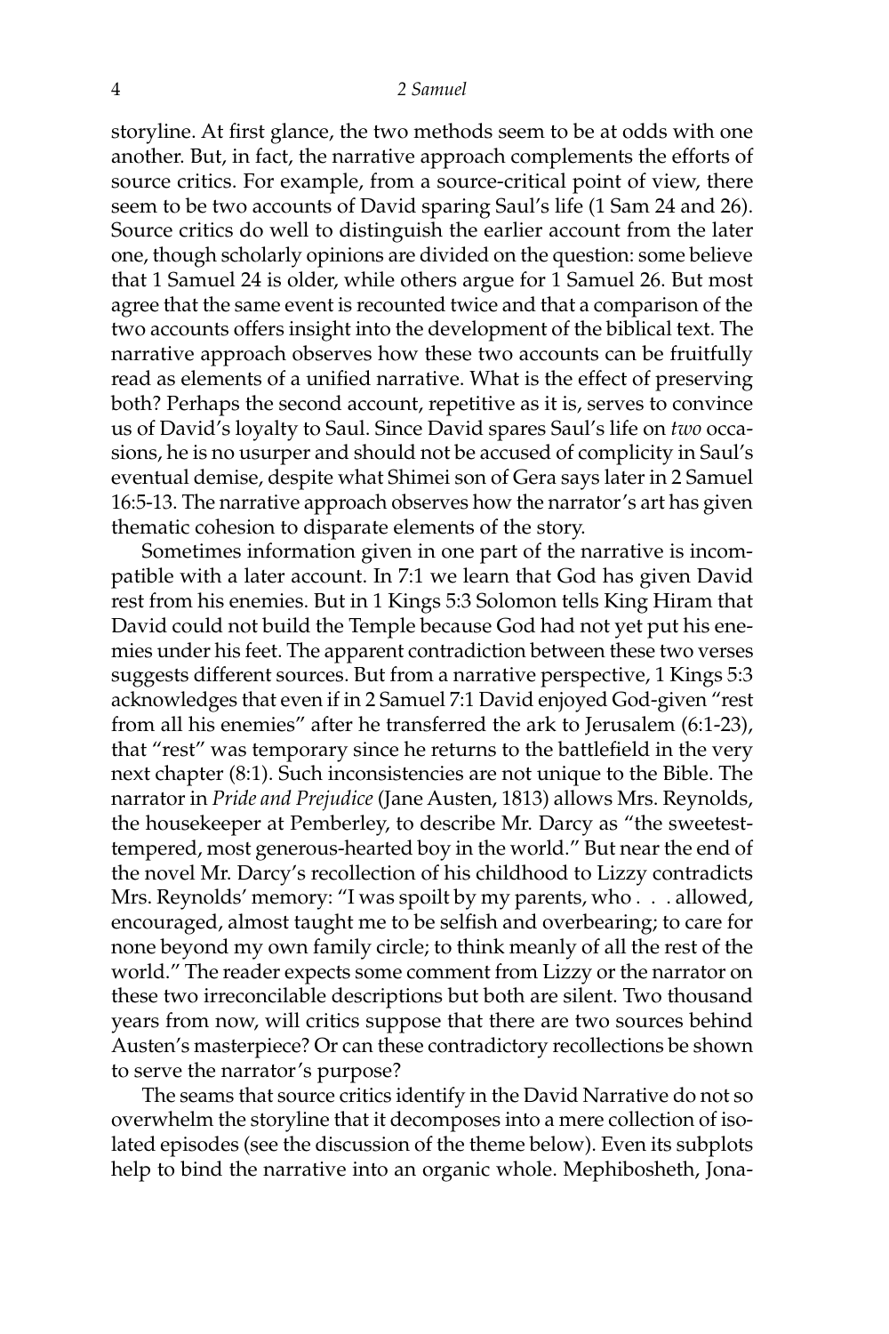storyline. At first glance, the two methods seem to be at odds with one another. But, in fact, the narrative approach complements the efforts of source critics. For example, from a source-critical point of view, there seem to be two accounts of David sparing Saul's life (1 Sam 24 and 26). Source critics do well to distinguish the earlier account from the later one, though scholarly opinions are divided on the question: some believe that 1 Samuel 24 is older, while others argue for 1 Samuel 26. But most agree that the same event is recounted twice and that a comparison of the two accounts offers insight into the development of the biblical text. The narrative approach observes how these two accounts can be fruitfully read as elements of a unified narrative. What is the effect of preserving both? Perhaps the second account, repetitive as it is, serves to convince us of David's loyalty to Saul. Since David spares Saul's life on *two* occasions, he is no usurper and should not be accused of complicity in Saul's eventual demise, despite what Shimei son of Gera says later in 2 Samuel 16:5-13. The narrative approach observes how the narrator's art has given thematic cohesion to disparate elements of the story.

Sometimes information given in one part of the narrative is incompatible with a later account. In 7:1 we learn that God has given David rest from his enemies. But in 1 Kings 5:3 Solomon tells King Hiram that David could not build the Temple because God had not yet put his enemies under his feet. The apparent contradiction between these two verses suggests different sources. But from a narrative perspective, 1 Kings 5:3 acknowledges that even if in 2 Samuel 7:1 David enjoyed God-given "rest from all his enemies" after he transferred the ark to Jerusalem (6:1-23), that "rest" was temporary since he returns to the battlefield in the very next chapter (8:1). Such inconsistencies are not unique to the Bible. The narrator in *Pride and Prejudice* (Jane Austen, 1813) allows Mrs. Reynolds, the housekeeper at Pemberley, to describe Mr. Darcy as "the sweetest-tempered, most generous-hearted boy in the world." But near the end of the novel Mr. Darcy's recollection of his childhood to Lizzy contradicts Mrs. Reynolds' memory: "I was spoilt by my parents, who . . . allowed, encouraged, almost taught me to be selfish and overbearing; to care for none beyond my own family circle; to think meanly of all the rest of the world." The reader expects some comment from Lizzy or the narrator on these two irreconcilable descriptions but both are silent. Two thousand years from now, will critics suppose that there are two sources behind Austen's masterpiece? Or can these contradictory recollections be shown to serve the narrator's purpose?

The seams that source critics identify in the David Narrative do not so overwhelm the storyline that it decomposes into a mere collection of isolated episodes (see the discussion of the theme below). Even its subplots help to bind the narrative into an organic whole. Mephibosheth, Jona-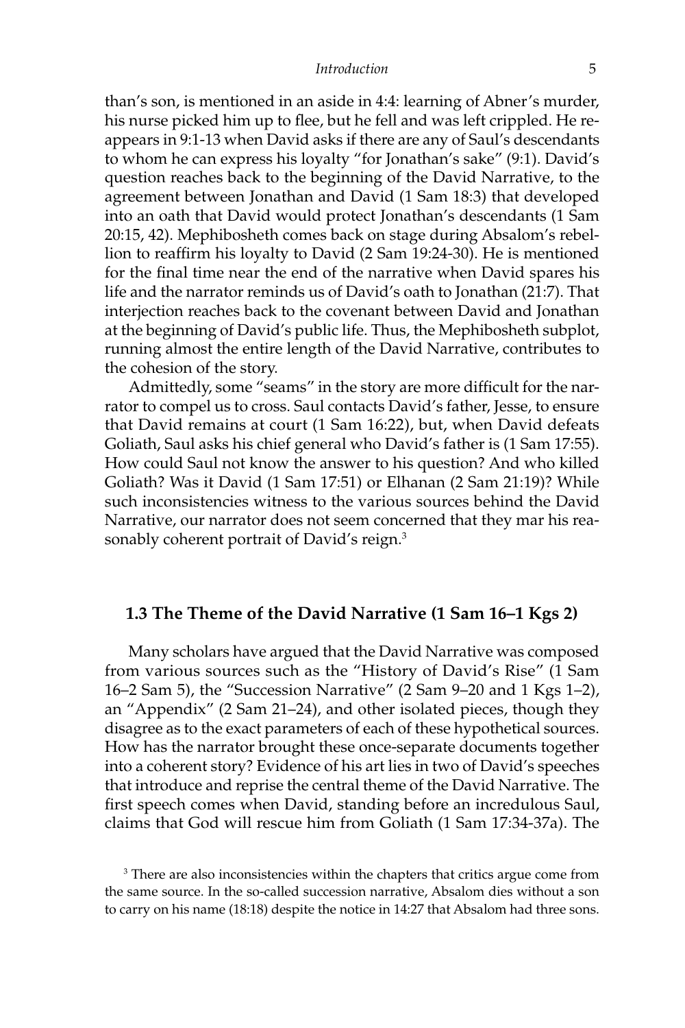than's son, is mentioned in an aside in 4:4: learning of Abner's murder, his nurse picked him up to flee, but he fell and was left crippled. He reappears in 9:1-13 when David asks if there are any of Saul's descendants to whom he can express his loyalty "for Jonathan's sake" (9:1). David's question reaches back to the beginning of the David Narrative, to the agreement between Jonathan and David (1 Sam 18:3) that developed into an oath that David would protect Jonathan's descendants (1 Sam 20:15, 42). Mephibosheth comes back on stage during Absalom's rebellion to reaffirm his loyalty to David (2 Sam 19:24-30). He is mentioned for the final time near the end of the narrative when David spares his life and the narrator reminds us of David's oath to Jonathan (21:7). That interjection reaches back to the covenant between David and Jonathan at the beginning of David's public life. Thus, the Mephibosheth subplot, running almost the entire length of the David Narrative, contributes to the cohesion of the story.

Admittedly, some "seams" in the story are more difficult for the narrator to compel us to cross. Saul contacts David's father, Jesse, to ensure that David remains at court (1 Sam 16:22), but, when David defeats Goliath, Saul asks his chief general who David's father is (1 Sam 17:55). How could Saul not know the answer to his question? And who killed Goliath? Was it David (1 Sam 17:51) or Elhanan (2 Sam 21:19)? While such inconsistencies witness to the various sources behind the David Narrative, our narrator does not seem concerned that they mar his reasonably coherent portrait of David's reign.[3]

### 1.3 The Theme of the David Narrative (1 Sam 16–1 Kgs 2)

Many scholars have argued that the David Narrative was composed from various sources such as the "History of David's Rise" (1 Sam 16–2 Sam 5), the "Succession Narrative" (2 Sam 9–20 and 1 Kgs 1–2), an "Appendix" (2 Sam 21–24), and other isolated pieces, though they disagree as to the exact parameters of each of these hypothetical sources. How has the narrator brought these once-separate documents together into a coherent story? Evidence of his art lies in two of David's speeches that introduce and reprise the central theme of the David Narrative. The first speech comes when David, standing before an incredulous Saul, claims that God will rescue him from Goliath (1 Sam 17:34-37a). The

[3] There are also inconsistencies within the chapters that critics argue come from the same source. In the so-called succession narrative, Absalom dies without a son to carry on his name (18:18) despite the notice in 14:27 that Absalom had three sons.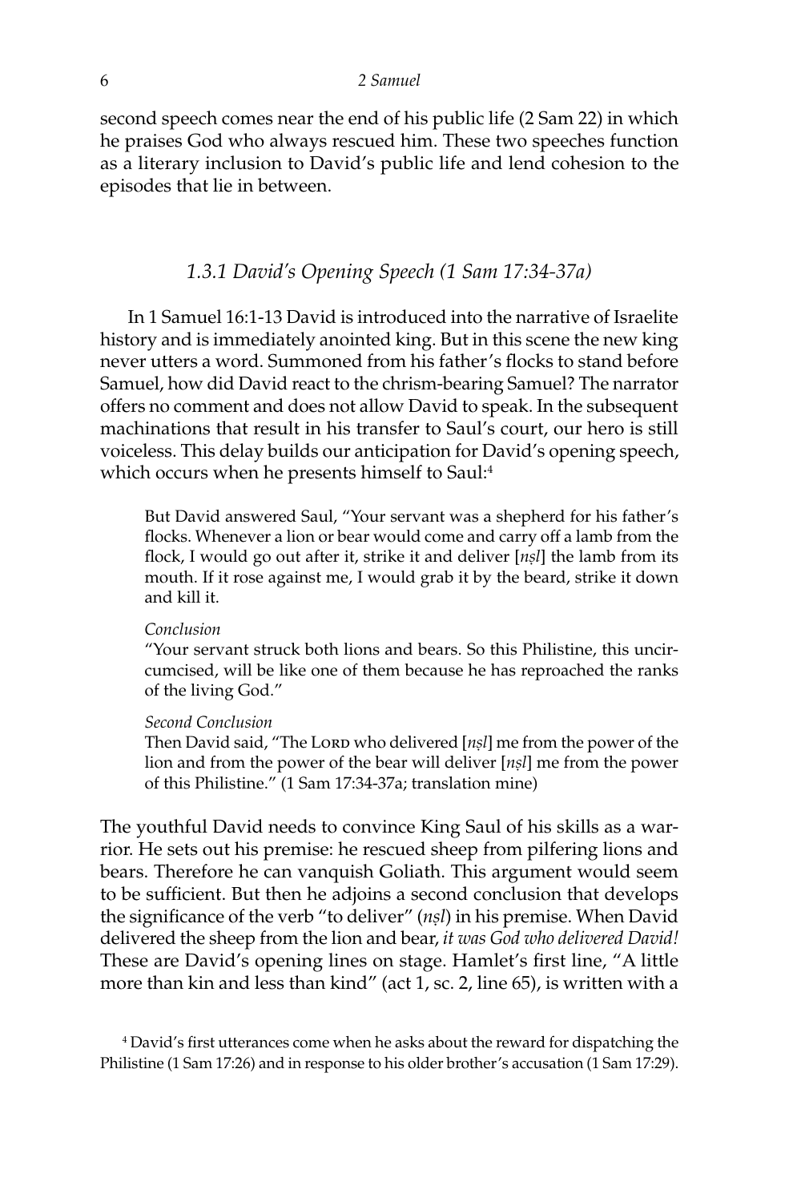second speech comes near the end of his public life (2 Sam 22) in which he praises God who always rescued him. These two speeches function as a literary inclusion to David's public life and lend cohesion to the episodes that lie in between.

### *1.3.1 David's Opening Speech (1 Sam 17:34-37a)*

In 1 Samuel 16:1-13 David is introduced into the narrative of Israelite history and is immediately anointed king. But in this scene the new king never utters a word. Summoned from his father's flocks to stand before Samuel, how did David react to the chrism-bearing Samuel? The narrator offers no comment and does not allow David to speak. In the subsequent machinations that result in his transfer to Saul's court, our hero is still voiceless. This delay builds our anticipation for David's opening speech, which occurs when he presents himself to Saul:[4]

> But David answered Saul, "Your servant was a shepherd for his father's flocks. Whenever a lion or bear would come and carry off a lamb from the flock, I would go out after it, strike it and deliver [*nṣl*] the lamb from its mouth. If it rose against me, I would grab it by the beard, strike it down and kill it.
>
> *Conclusion*
> "Your servant struck both lions and bears. So this Philistine, this uncircumcised, will be like one of them because he has reproached the ranks of the living God."
>
> *Second Conclusion*
> Then David said, "The Lord who delivered [*nṣl*] me from the power of the lion and from the power of the bear will deliver [*nṣl*] me from the power of this Philistine." (1 Sam 17:34-37a; translation mine)

The youthful David needs to convince King Saul of his skills as a warrior. He sets out his premise: he rescued sheep from pilfering lions and bears. Therefore he can vanquish Goliath. This argument would seem to be sufficient. But then he adjoins a second conclusion that develops the significance of the verb "to deliver" (*nṣl*) in his premise. When David delivered the sheep from the lion and bear, *it was God who delivered David!* These are David's opening lines on stage. Hamlet's first line, "A little more than kin and less than kind" (act 1, sc. 2, line 65), is written with a

[4] David's first utterances come when he asks about the reward for dispatching the Philistine (1 Sam 17:26) and in response to his older brother's accusation (1 Sam 17:29).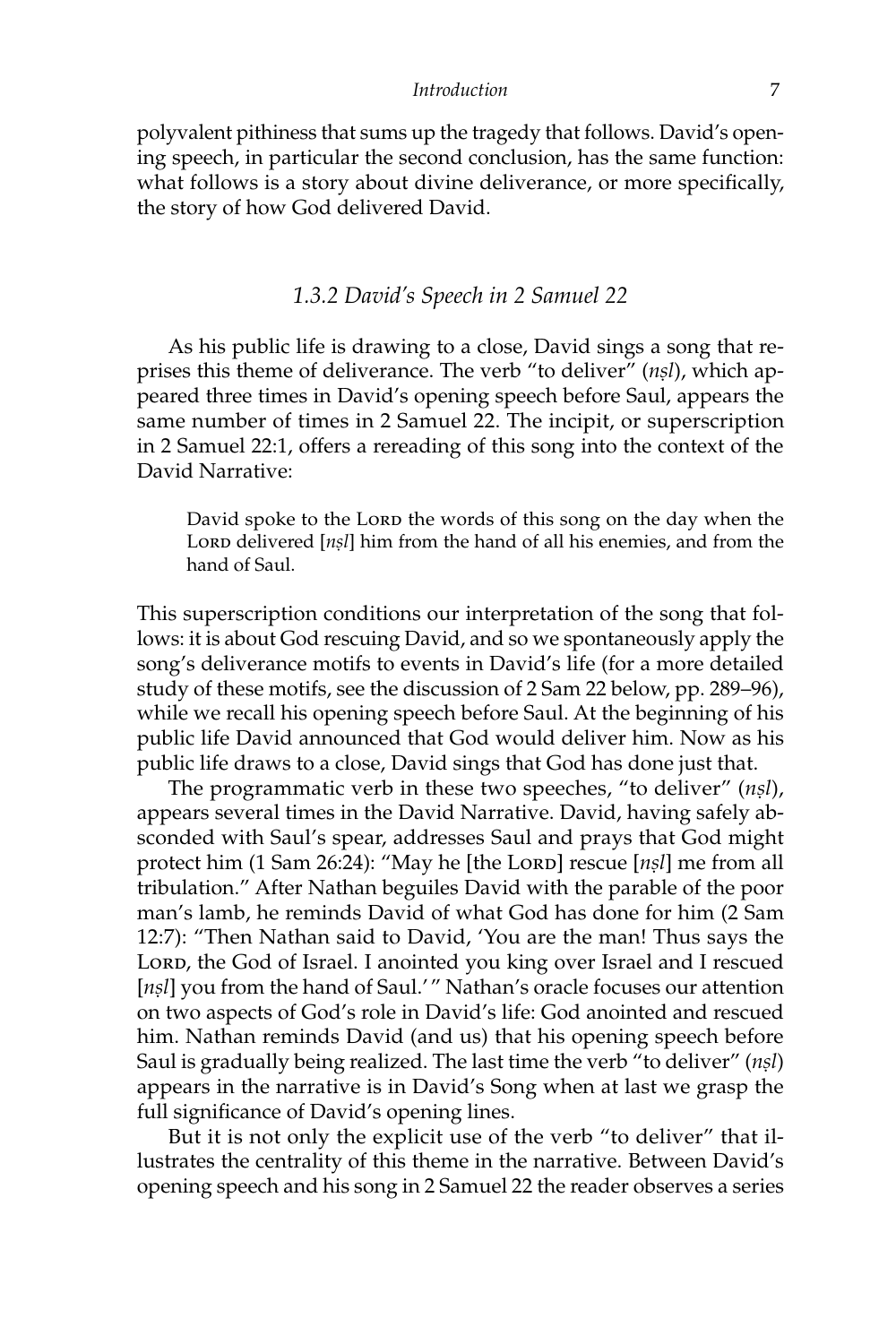polyvalent pithiness that sums up the tragedy that follows. David's opening speech, in particular the second conclusion, has the same function: what follows is a story about divine deliverance, or more specifically, the story of how God delivered David.

### *1.3.2 David's Speech in 2 Samuel 22*

As his public life is drawing to a close, David sings a song that reprises this theme of deliverance. The verb "to deliver" (*nṣl*), which appeared three times in David's opening speech before Saul, appears the same number of times in 2 Samuel 22. The incipit, or superscription in 2 Samuel 22:1, offers a rereading of this song into the context of the David Narrative:

> David spoke to the Lord the words of this song on the day when the Lord delivered [*nṣl*] him from the hand of all his enemies, and from the hand of Saul.

This superscription conditions our interpretation of the song that follows: it is about God rescuing David, and so we spontaneously apply the song's deliverance motifs to events in David's life (for a more detailed study of these motifs, see the discussion of 2 Sam 22 below, pp. 289–96), while we recall his opening speech before Saul. At the beginning of his public life David announced that God would deliver him. Now as his public life draws to a close, David sings that God has done just that.

The programmatic verb in these two speeches, "to deliver" (*nṣl*), appears several times in the David Narrative. David, having safely absconded with Saul's spear, addresses Saul and prays that God might protect him (1 Sam 26:24): "May he [the Lord] rescue [*nṣl*] me from all tribulation." After Nathan beguiles David with the parable of the poor man's lamb, he reminds David of what God has done for him (2 Sam 12:7): "Then Nathan said to David, 'You are the man! Thus says the Lord, the God of Israel. I anointed you king over Israel and I rescued [*nṣl*] you from the hand of Saul.'" Nathan's oracle focuses our attention on two aspects of God's role in David's life: God anointed and rescued him. Nathan reminds David (and us) that his opening speech before Saul is gradually being realized. The last time the verb "to deliver" (*nṣl*) appears in the narrative is in David's Song when at last we grasp the full significance of David's opening lines.

But it is not only the explicit use of the verb "to deliver" that illustrates the centrality of this theme in the narrative. Between David's opening speech and his song in 2 Samuel 22 the reader observes a series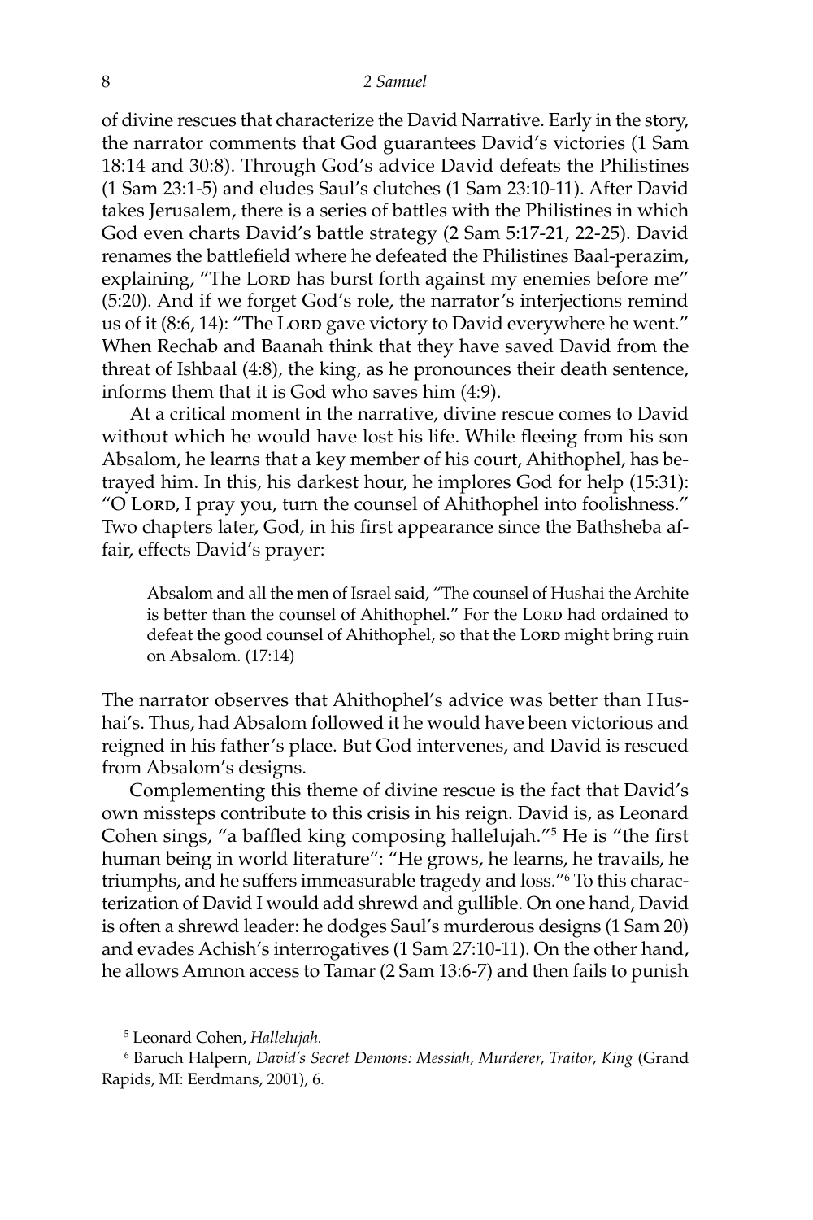of divine rescues that characterize the David Narrative. Early in the story, the narrator comments that God guarantees David's victories (1 Sam 18:14 and 30:8). Through God's advice David defeats the Philistines (1 Sam 23:1-5) and eludes Saul's clutches (1 Sam 23:10-11). After David takes Jerusalem, there is a series of battles with the Philistines in which God even charts David's battle strategy (2 Sam 5:17-21, 22-25). David renames the battlefield where he defeated the Philistines Baal-perazim, explaining, "The Lord has burst forth against my enemies before me" (5:20). And if we forget God's role, the narrator's interjections remind us of it (8:6, 14): "The Lord gave victory to David everywhere he went." When Rechab and Baanah think that they have saved David from the threat of Ishbaal (4:8), the king, as he pronounces their death sentence, informs them that it is God who saves him (4:9).

At a critical moment in the narrative, divine rescue comes to David without which he would have lost his life. While fleeing from his son Absalom, he learns that a key member of his court, Ahithophel, has betrayed him. In this, his darkest hour, he implores God for help (15:31): "O Lord, I pray you, turn the counsel of Ahithophel into foolishness." Two chapters later, God, in his first appearance since the Bathsheba affair, effects David's prayer:

> Absalom and all the men of Israel said, "The counsel of Hushai the Archite is better than the counsel of Ahithophel." For the Lord had ordained to defeat the good counsel of Ahithophel, so that the Lord might bring ruin on Absalom. (17:14)

The narrator observes that Ahithophel's advice was better than Hushai's. Thus, had Absalom followed it he would have been victorious and reigned in his father's place. But God intervenes, and David is rescued from Absalom's designs.

Complementing this theme of divine rescue is the fact that David's own missteps contribute to this crisis in his reign. David is, as Leonard Cohen sings, "a baffled king composing hallelujah."[5] He is "the first human being in world literature": "He grows, he learns, he travails, he triumphs, and he suffers immeasurable tragedy and loss."[6] To this characterization of David I would add shrewd and gullible. On one hand, David is often a shrewd leader: he dodges Saul's murderous designs (1 Sam 20) and evades Achish's interrogatives (1 Sam 27:10-11). On the other hand, he allows Amnon access to Tamar (2 Sam 13:6-7) and then fails to punish

[5] Leonard Cohen, *Hallelujah.*

[6] Baruch Halpern, *David's Secret Demons: Messiah, Murderer, Traitor, King* (Grand Rapids, MI: Eerdmans, 2001), 6.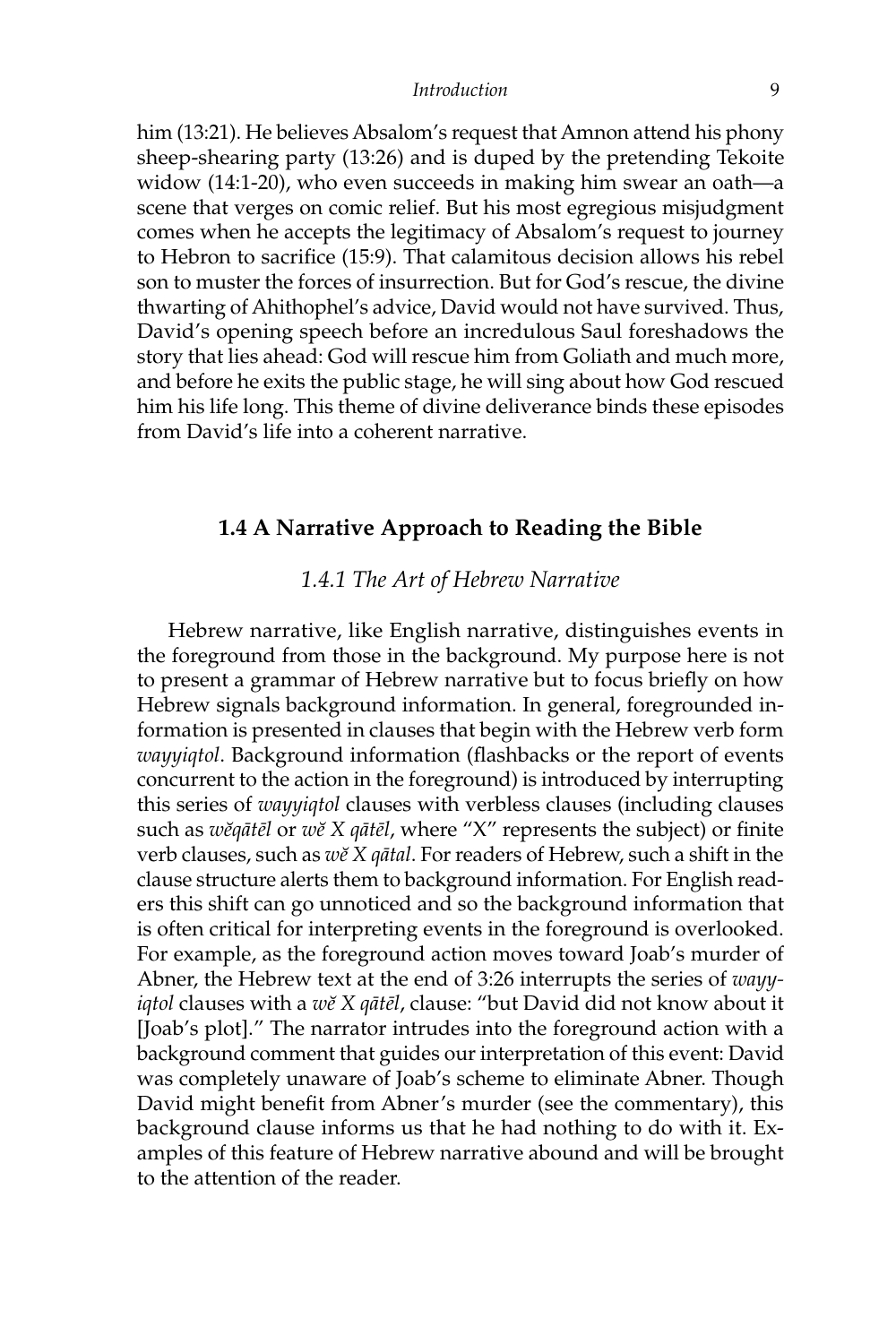him (13:21). He believes Absalom's request that Amnon attend his phony sheep-shearing party (13:26) and is duped by the pretending Tekoite widow (14:1-20), who even succeeds in making him swear an oath—a scene that verges on comic relief. But his most egregious misjudgment comes when he accepts the legitimacy of Absalom's request to journey to Hebron to sacrifice (15:9). That calamitous decision allows his rebel son to muster the forces of insurrection. But for God's rescue, the divine thwarting of Ahithophel's advice, David would not have survived. Thus, David's opening speech before an incredulous Saul foreshadows the story that lies ahead: God will rescue him from Goliath and much more, and before he exits the public stage, he will sing about how God rescued him his life long. This theme of divine deliverance binds these episodes from David's life into a coherent narrative.

## 1.4 A Narrative Approach to Reading the Bible

### *1.4.1 The Art of Hebrew Narrative*

Hebrew narrative, like English narrative, distinguishes events in the foreground from those in the background. My purpose here is not to present a grammar of Hebrew narrative but to focus briefly on how Hebrew signals background information. In general, foregrounded information is presented in clauses that begin with the Hebrew verb form *wayyiqtol*. Background information (flashbacks or the report of events concurrent to the action in the foreground) is introduced by interrupting this series of *wayyiqtol* clauses with verbless clauses (including clauses such as *wĕqātēl* or *wĕ X qātēl*, where "X" represents the subject) or finite verb clauses, such as *wĕ X qātal*. For readers of Hebrew, such a shift in the clause structure alerts them to background information. For English readers this shift can go unnoticed and so the background information that is often critical for interpreting events in the foreground is overlooked. For example, as the foreground action moves toward Joab's murder of Abner, the Hebrew text at the end of 3:26 interrupts the series of *wayyiqtol* clauses with a *wĕ X qātēl*, clause: "but David did not know about it [Joab's plot]." The narrator intrudes into the foreground action with a background comment that guides our interpretation of this event: David was completely unaware of Joab's scheme to eliminate Abner. Though David might benefit from Abner's murder (see the commentary), this background clause informs us that he had nothing to do with it. Examples of this feature of Hebrew narrative abound and will be brought to the attention of the reader.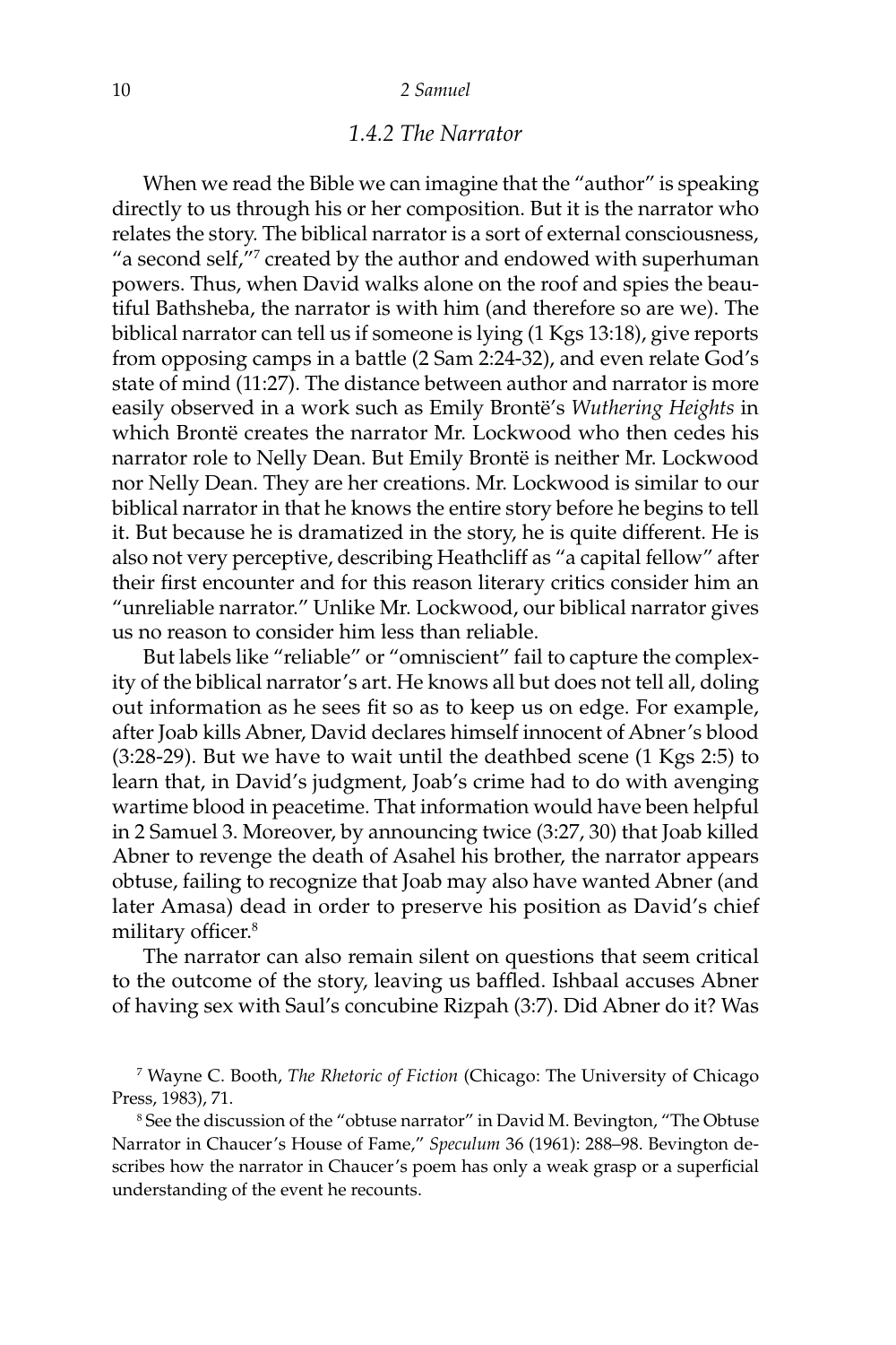### *1.4.2 The Narrator*

When we read the Bible we can imagine that the "author" is speaking directly to us through his or her composition. But it is the narrator who relates the story. The biblical narrator is a sort of external consciousness, "a second self,"[7] created by the author and endowed with superhuman powers. Thus, when David walks alone on the roof and spies the beautiful Bathsheba, the narrator is with him (and therefore so are we). The biblical narrator can tell us if someone is lying (1 Kgs 13:18), give reports from opposing camps in a battle (2 Sam 2:24-32), and even relate God's state of mind (11:27). The distance between author and narrator is more easily observed in a work such as Emily Brontë's *Wuthering Heights* in which Brontë creates the narrator Mr. Lockwood who then cedes his narrator role to Nelly Dean. But Emily Brontë is neither Mr. Lockwood nor Nelly Dean. They are her creations. Mr. Lockwood is similar to our biblical narrator in that he knows the entire story before he begins to tell it. But because he is dramatized in the story, he is quite different. He is also not very perceptive, describing Heathcliff as "a capital fellow" after their first encounter and for this reason literary critics consider him an "unreliable narrator." Unlike Mr. Lockwood, our biblical narrator gives us no reason to consider him less than reliable.

But labels like "reliable" or "omniscient" fail to capture the complexity of the biblical narrator's art. He knows all but does not tell all, doling out information as he sees fit so as to keep us on edge. For example, after Joab kills Abner, David declares himself innocent of Abner's blood (3:28-29). But we have to wait until the deathbed scene (1 Kgs 2:5) to learn that, in David's judgment, Joab's crime had to do with avenging wartime blood in peacetime. That information would have been helpful in 2 Samuel 3. Moreover, by announcing twice (3:27, 30) that Joab killed Abner to revenge the death of Asahel his brother, the narrator appears obtuse, failing to recognize that Joab may also have wanted Abner (and later Amasa) dead in order to preserve his position as David's chief military officer.[8]

The narrator can also remain silent on questions that seem critical to the outcome of the story, leaving us baffled. Ishbaal accuses Abner of having sex with Saul's concubine Rizpah (3:7). Did Abner do it? Was

---

[7] Wayne C. Booth, *The Rhetoric of Fiction* (Chicago: The University of Chicago Press, 1983), 71.

[8] See the discussion of the "obtuse narrator" in David M. Bevington, "The Obtuse Narrator in Chaucer's House of Fame," *Speculum* 36 (1961): 288–98. Bevington describes how the narrator in Chaucer's poem has only a weak grasp or a superficial understanding of the event he recounts.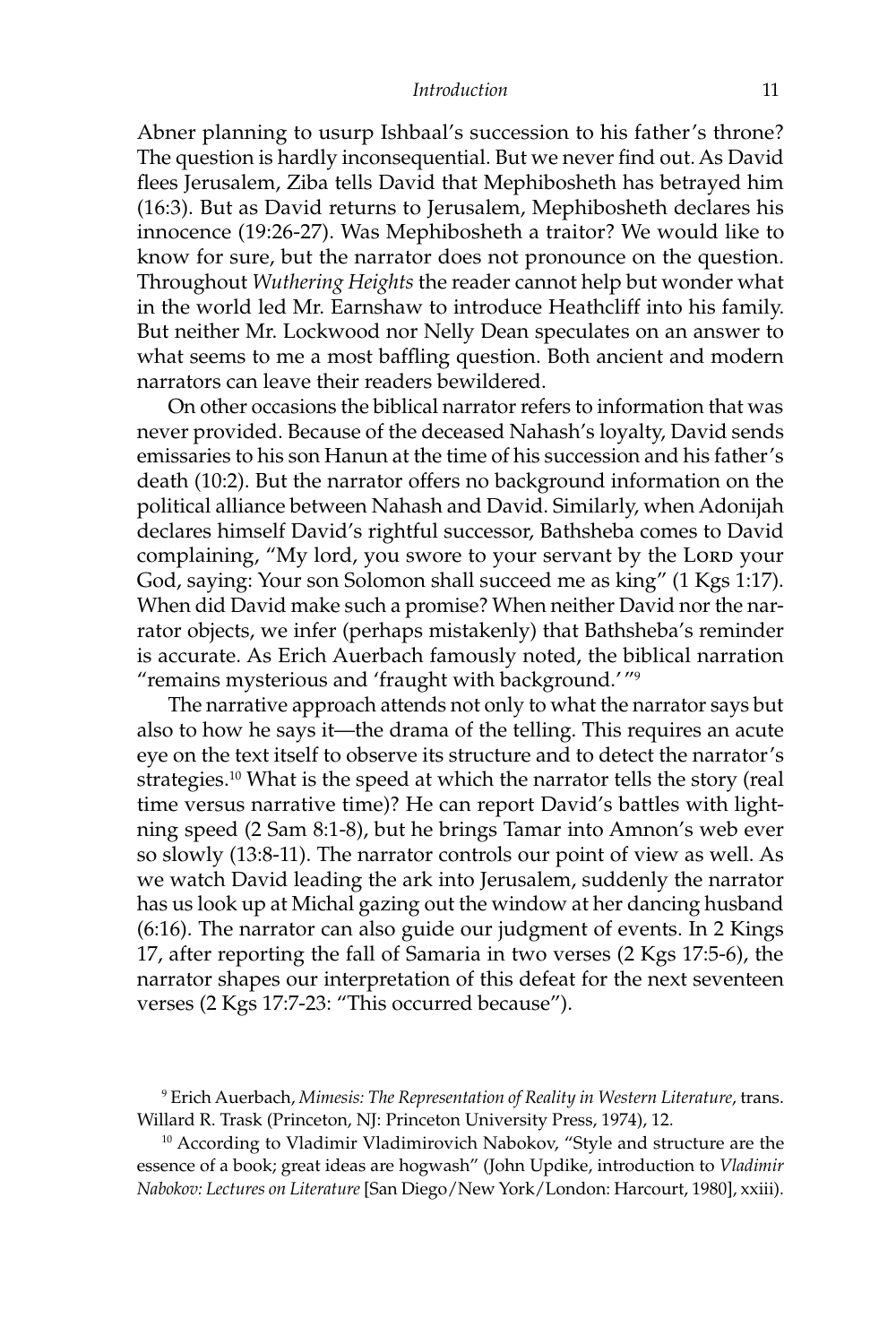Abner planning to usurp Ishbaal's succession to his father's throne? The question is hardly inconsequential. But we never find out. As David flees Jerusalem, Ziba tells David that Mephibosheth has betrayed him (16:3). But as David returns to Jerusalem, Mephibosheth declares his innocence (19:26-27). Was Mephibosheth a traitor? We would like to know for sure, but the narrator does not pronounce on the question. Throughout *Wuthering Heights* the reader cannot help but wonder what in the world led Mr. Earnshaw to introduce Heathcliff into his family. But neither Mr. Lockwood nor Nelly Dean speculates on an answer to what seems to me a most baffling question. Both ancient and modern narrators can leave their readers bewildered.

On other occasions the biblical narrator refers to information that was never provided. Because of the deceased Nahash's loyalty, David sends emissaries to his son Hanun at the time of his succession and his father's death (10:2). But the narrator offers no background information on the political alliance between Nahash and David. Similarly, when Adonijah declares himself David's rightful successor, Bathsheba comes to David complaining, "My lord, you swore to your servant by the Lord your God, saying: Your son Solomon shall succeed me as king" (1 Kgs 1:17). When did David make such a promise? When neither David nor the narrator objects, we infer (perhaps mistakenly) that Bathsheba's reminder is accurate. As Erich Auerbach famously noted, the biblical narration "remains mysterious and 'fraught with background.'"[9]

The narrative approach attends not only to what the narrator says but also to how he says it—the drama of the telling. This requires an acute eye on the text itself to observe its structure and to detect the narrator's strategies.[10] What is the speed at which the narrator tells the story (real time versus narrative time)? He can report David's battles with lightning speed (2 Sam 8:1-8), but he brings Tamar into Amnon's web ever so slowly (13:8-11). The narrator controls our point of view as well. As we watch David leading the ark into Jerusalem, suddenly the narrator has us look up at Michal gazing out the window at her dancing husband (6:16). The narrator can also guide our judgment of events. In 2 Kings 17, after reporting the fall of Samaria in two verses (2 Kgs 17:5-6), the narrator shapes our interpretation of this defeat for the next seventeen verses (2 Kgs 17:7-23: "This occurred because").

---

[9] Erich Auerbach, *Mimesis: The Representation of Reality in Western Literature*, trans. Willard R. Trask (Princeton, NJ: Princeton University Press, 1974), 12.

[10] According to Vladimir Vladimirovich Nabokov, "Style and structure are the essence of a book; great ideas are hogwash" (John Updike, introduction to *Vladimir Nabokov: Lectures on Literature* [San Diego/New York/London: Harcourt, 1980], xxiii).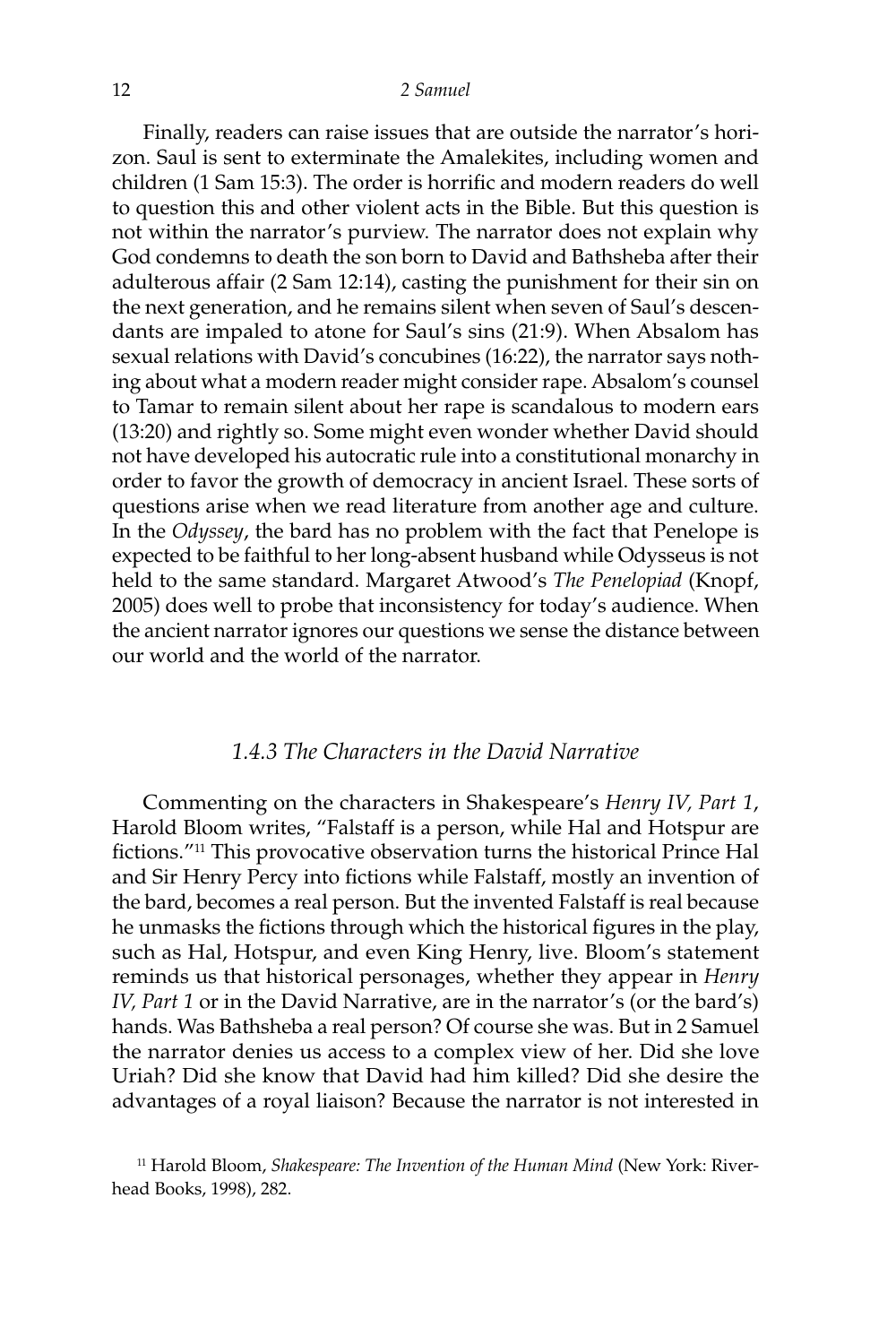Finally, readers can raise issues that are outside the narrator's horizon. Saul is sent to exterminate the Amalekites, including women and children (1 Sam 15:3). The order is horrific and modern readers do well to question this and other violent acts in the Bible. But this question is not within the narrator's purview. The narrator does not explain why God condemns to death the son born to David and Bathsheba after their adulterous affair (2 Sam 12:14), casting the punishment for their sin on the next generation, and he remains silent when seven of Saul's descendants are impaled to atone for Saul's sins (21:9). When Absalom has sexual relations with David's concubines (16:22), the narrator says nothing about what a modern reader might consider rape. Absalom's counsel to Tamar to remain silent about her rape is scandalous to modern ears (13:20) and rightly so. Some might even wonder whether David should not have developed his autocratic rule into a constitutional monarchy in order to favor the growth of democracy in ancient Israel. These sorts of questions arise when we read literature from another age and culture. In the *Odyssey*, the bard has no problem with the fact that Penelope is expected to be faithful to her long-absent husband while Odysseus is not held to the same standard. Margaret Atwood's *The Penelopiad* (Knopf, 2005) does well to probe that inconsistency for today's audience. When the ancient narrator ignores our questions we sense the distance between our world and the world of the narrator.

### *1.4.3 The Characters in the David Narrative*

Commenting on the characters in Shakespeare's *Henry IV, Part 1*, Harold Bloom writes, "Falstaff is a person, while Hal and Hotspur are fictions."[11] This provocative observation turns the historical Prince Hal and Sir Henry Percy into fictions while Falstaff, mostly an invention of the bard, becomes a real person. But the invented Falstaff is real because he unmasks the fictions through which the historical figures in the play, such as Hal, Hotspur, and even King Henry, live. Bloom's statement reminds us that historical personages, whether they appear in *Henry IV, Part 1* or in the David Narrative, are in the narrator's (or the bard's) hands. Was Bathsheba a real person? Of course she was. But in 2 Samuel the narrator denies us access to a complex view of her. Did she love Uriah? Did she know that David had him killed? Did she desire the advantages of a royal liaison? Because the narrator is not interested in

[11] Harold Bloom, *Shakespeare: The Invention of the Human Mind* (New York: Riverhead Books, 1998), 282.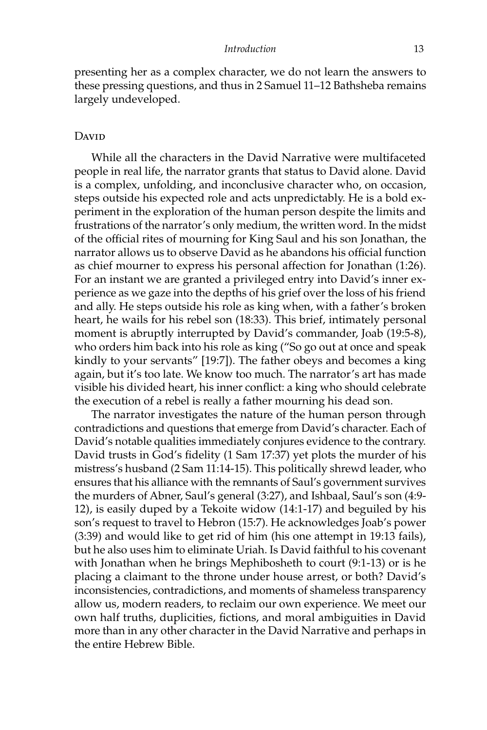presenting her as a complex character, we do not learn the answers to these pressing questions, and thus in 2 Samuel 11–12 Bathsheba remains largely undeveloped.

## David

While all the characters in the David Narrative were multifaceted people in real life, the narrator grants that status to David alone. David is a complex, unfolding, and inconclusive character who, on occasion, steps outside his expected role and acts unpredictably. He is a bold experiment in the exploration of the human person despite the limits and frustrations of the narrator's only medium, the written word. In the midst of the official rites of mourning for King Saul and his son Jonathan, the narrator allows us to observe David as he abandons his official function as chief mourner to express his personal affection for Jonathan (1:26). For an instant we are granted a privileged entry into David's inner experience as we gaze into the depths of his grief over the loss of his friend and ally. He steps outside his role as king when, with a father's broken heart, he wails for his rebel son (18:33). This brief, intimately personal moment is abruptly interrupted by David's commander, Joab (19:5-8), who orders him back into his role as king ("So go out at once and speak kindly to your servants" [19:7]). The father obeys and becomes a king again, but it's too late. We know too much. The narrator's art has made visible his divided heart, his inner conflict: a king who should celebrate the execution of a rebel is really a father mourning his dead son.

The narrator investigates the nature of the human person through contradictions and questions that emerge from David's character. Each of David's notable qualities immediately conjures evidence to the contrary. David trusts in God's fidelity (1 Sam 17:37) yet plots the murder of his mistress's husband (2 Sam 11:14-15). This politically shrewd leader, who ensures that his alliance with the remnants of Saul's government survives the murders of Abner, Saul's general (3:27), and Ishbaal, Saul's son (4:9-12), is easily duped by a Tekoite widow (14:1-17) and beguiled by his son's request to travel to Hebron (15:7). He acknowledges Joab's power (3:39) and would like to get rid of him (his one attempt in 19:13 fails), but he also uses him to eliminate Uriah. Is David faithful to his covenant with Jonathan when he brings Mephibosheth to court (9:1-13) or is he placing a claimant to the throne under house arrest, or both? David's inconsistencies, contradictions, and moments of shameless transparency allow us, modern readers, to reclaim our own experience. We meet our own half truths, duplicities, fictions, and moral ambiguities in David more than in any other character in the David Narrative and perhaps in the entire Hebrew Bible.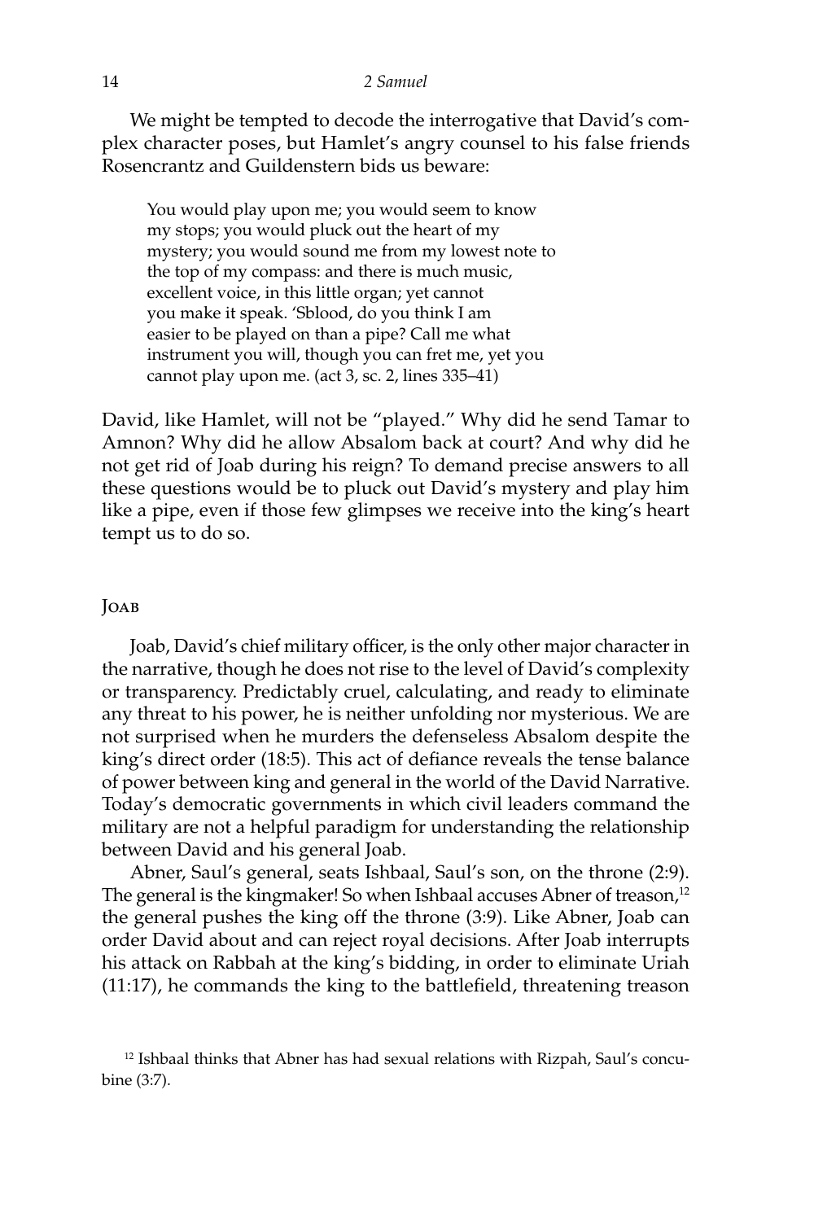We might be tempted to decode the interrogative that David's complex character poses, but Hamlet's angry counsel to his false friends Rosencrantz and Guildenstern bids us beware:

> You would play upon me; you would seem to know my stops; you would pluck out the heart of my mystery; you would sound me from my lowest note to the top of my compass: and there is much music, excellent voice, in this little organ; yet cannot you make it speak. 'Sblood, do you think I am easier to be played on than a pipe? Call me what instrument you will, though you can fret me, yet you cannot play upon me. (act 3, sc. 2, lines 335–41)

David, like Hamlet, will not be "played." Why did he send Tamar to Amnon? Why did he allow Absalom back at court? And why did he not get rid of Joab during his reign? To demand precise answers to all these questions would be to pluck out David's mystery and play him like a pipe, even if those few glimpses we receive into the king's heart tempt us to do so.

## Joab

Joab, David's chief military officer, is the only other major character in the narrative, though he does not rise to the level of David's complexity or transparency. Predictably cruel, calculating, and ready to eliminate any threat to his power, he is neither unfolding nor mysterious. We are not surprised when he murders the defenseless Absalom despite the king's direct order (18:5). This act of defiance reveals the tense balance of power between king and general in the world of the David Narrative. Today's democratic governments in which civil leaders command the military are not a helpful paradigm for understanding the relationship between David and his general Joab.

Abner, Saul's general, seats Ishbaal, Saul's son, on the throne (2:9). The general is the kingmaker! So when Ishbaal accuses Abner of treason,[12] the general pushes the king off the throne (3:9). Like Abner, Joab can order David about and can reject royal decisions. After Joab interrupts his attack on Rabbah at the king's bidding, in order to eliminate Uriah (11:17), he commands the king to the battlefield, threatening treason

[12] Ishbaal thinks that Abner has had sexual relations with Rizpah, Saul's concubine (3:7).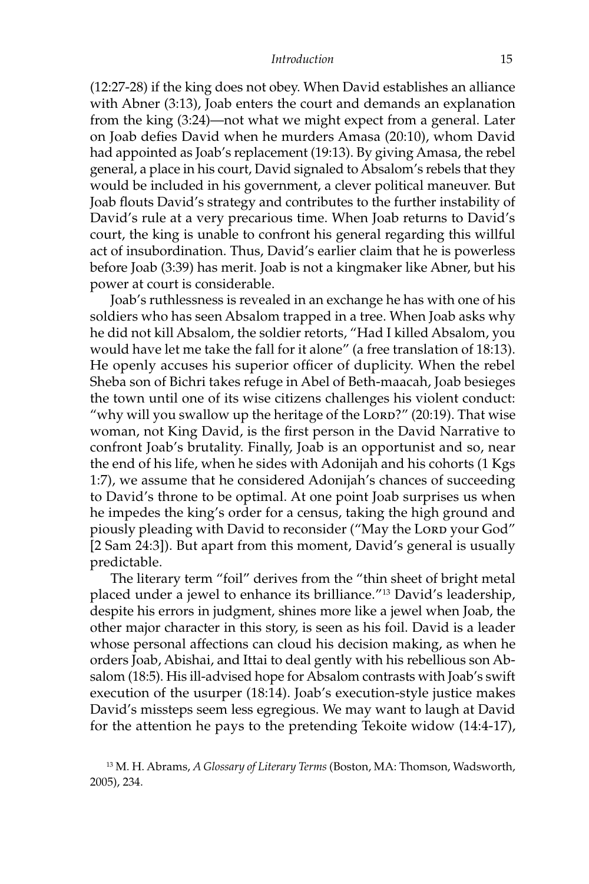(12:27-28) if the king does not obey. When David establishes an alliance with Abner (3:13), Joab enters the court and demands an explanation from the king (3:24)—not what we might expect from a general. Later on Joab defies David when he murders Amasa (20:10), whom David had appointed as Joab's replacement (19:13). By giving Amasa, the rebel general, a place in his court, David signaled to Absalom's rebels that they would be included in his government, a clever political maneuver. But Joab flouts David's strategy and contributes to the further instability of David's rule at a very precarious time. When Joab returns to David's court, the king is unable to confront his general regarding this willful act of insubordination. Thus, David's earlier claim that he is powerless before Joab (3:39) has merit. Joab is not a kingmaker like Abner, but his power at court is considerable.

Joab's ruthlessness is revealed in an exchange he has with one of his soldiers who has seen Absalom trapped in a tree. When Joab asks why he did not kill Absalom, the soldier retorts, "Had I killed Absalom, you would have let me take the fall for it alone" (a free translation of 18:13). He openly accuses his superior officer of duplicity. When the rebel Sheba son of Bichri takes refuge in Abel of Beth-maacah, Joab besieges the town until one of its wise citizens challenges his violent conduct: "why will you swallow up the heritage of the LORD?" (20:19). That wise woman, not King David, is the first person in the David Narrative to confront Joab's brutality. Finally, Joab is an opportunist and so, near the end of his life, when he sides with Adonijah and his cohorts (1 Kgs 1:7), we assume that he considered Adonijah's chances of succeeding to David's throne to be optimal. At one point Joab surprises us when he impedes the king's order for a census, taking the high ground and piously pleading with David to reconsider ("May the LORD your God" [2 Sam 24:3]). But apart from this moment, David's general is usually predictable.

The literary term "foil" derives from the "thin sheet of bright metal placed under a jewel to enhance its brilliance."[13] David's leadership, despite his errors in judgment, shines more like a jewel when Joab, the other major character in this story, is seen as his foil. David is a leader whose personal affections can cloud his decision making, as when he orders Joab, Abishai, and Ittai to deal gently with his rebellious son Absalom (18:5). His ill-advised hope for Absalom contrasts with Joab's swift execution of the usurper (18:14). Joab's execution-style justice makes David's missteps seem less egregious. We may want to laugh at David for the attention he pays to the pretending Tekoite widow (14:4-17),

[13] M. H. Abrams, *A Glossary of Literary Terms* (Boston, MA: Thomson, Wadsworth, 2005), 234.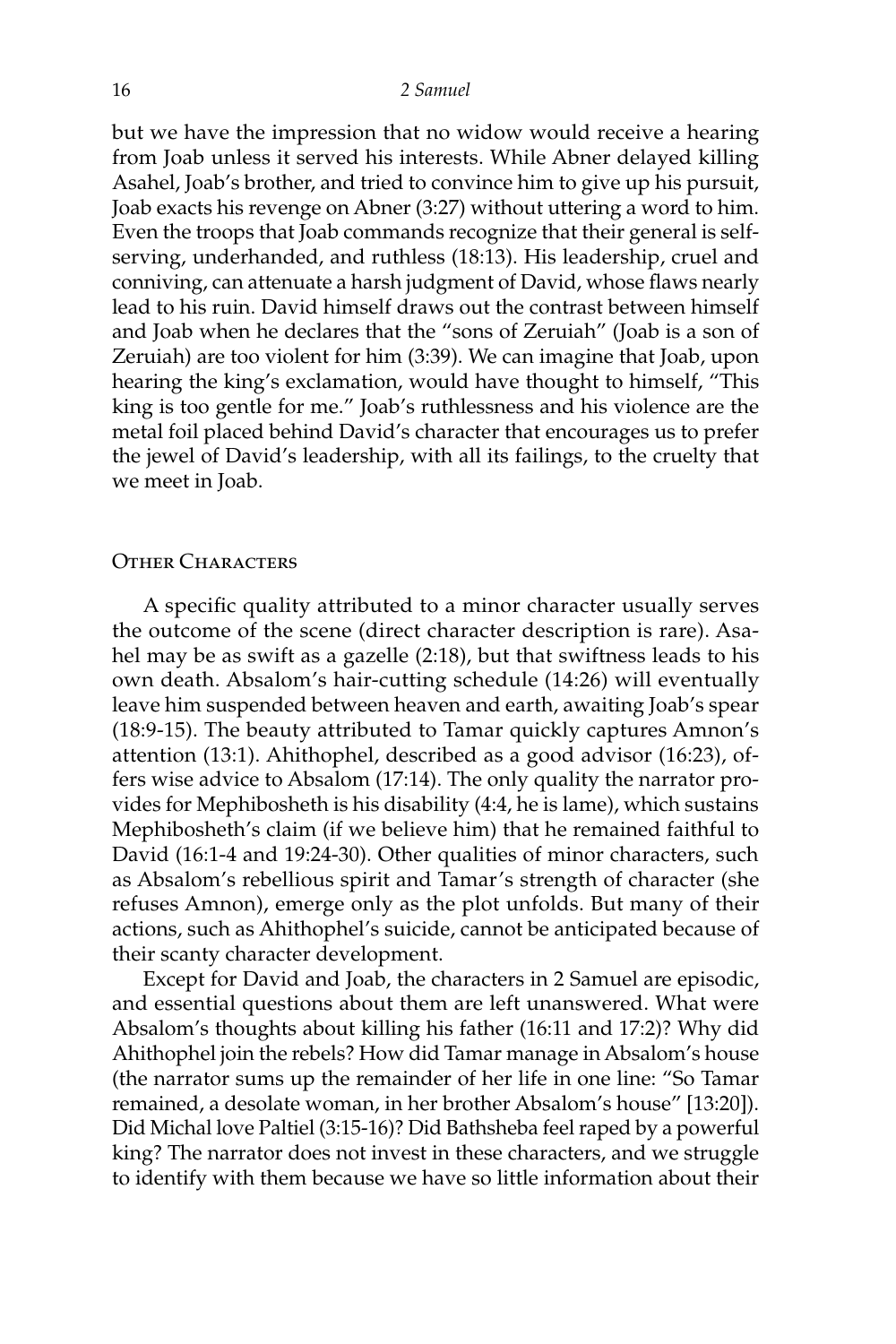but we have the impression that no widow would receive a hearing from Joab unless it served his interests. While Abner delayed killing Asahel, Joab's brother, and tried to convince him to give up his pursuit, Joab exacts his revenge on Abner (3:27) without uttering a word to him. Even the troops that Joab commands recognize that their general is self-serving, underhanded, and ruthless (18:13). His leadership, cruel and conniving, can attenuate a harsh judgment of David, whose flaws nearly lead to his ruin. David himself draws out the contrast between himself and Joab when he declares that the "sons of Zeruiah" (Joab is a son of Zeruiah) are too violent for him (3:39). We can imagine that Joab, upon hearing the king's exclamation, would have thought to himself, "This king is too gentle for me." Joab's ruthlessness and his violence are the metal foil placed behind David's character that encourages us to prefer the jewel of David's leadership, with all its failings, to the cruelty that we meet in Joab.

## Other Characters

A specific quality attributed to a minor character usually serves the outcome of the scene (direct character description is rare). Asahel may be as swift as a gazelle (2:18), but that swiftness leads to his own death. Absalom's hair-cutting schedule (14:26) will eventually leave him suspended between heaven and earth, awaiting Joab's spear (18:9-15). The beauty attributed to Tamar quickly captures Amnon's attention (13:1). Ahithophel, described as a good advisor (16:23), offers wise advice to Absalom (17:14). The only quality the narrator provides for Mephibosheth is his disability (4:4, he is lame), which sustains Mephibosheth's claim (if we believe him) that he remained faithful to David (16:1-4 and 19:24-30). Other qualities of minor characters, such as Absalom's rebellious spirit and Tamar's strength of character (she refuses Amnon), emerge only as the plot unfolds. But many of their actions, such as Ahithophel's suicide, cannot be anticipated because of their scanty character development.

Except for David and Joab, the characters in 2 Samuel are episodic, and essential questions about them are left unanswered. What were Absalom's thoughts about killing his father (16:11 and 17:2)? Why did Ahithophel join the rebels? How did Tamar manage in Absalom's house (the narrator sums up the remainder of her life in one line: "So Tamar remained, a desolate woman, in her brother Absalom's house" [13:20]). Did Michal love Paltiel (3:15-16)? Did Bathsheba feel raped by a powerful king? The narrator does not invest in these characters, and we struggle to identify with them because we have so little information about their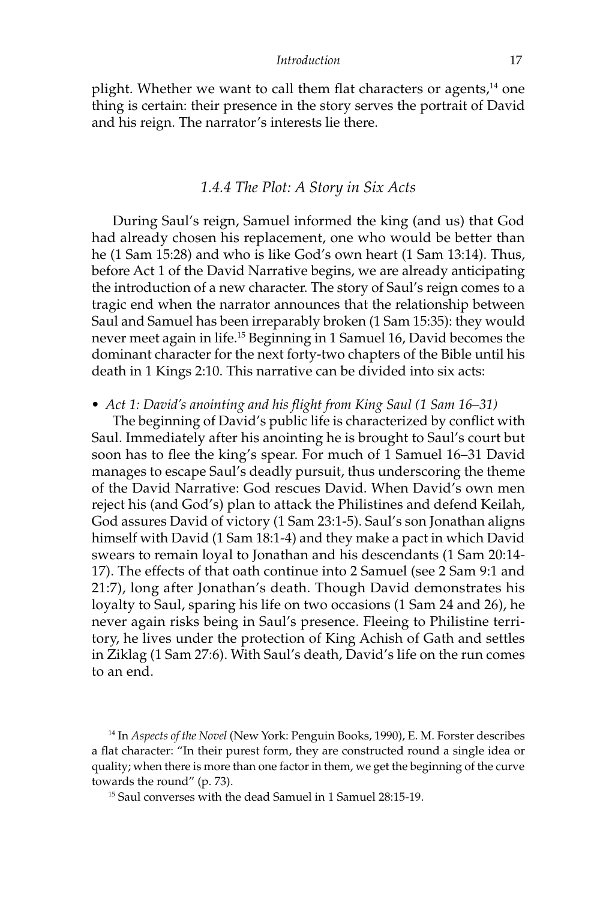plight. Whether we want to call them flat characters or agents,[14] one thing is certain: their presence in the story serves the portrait of David and his reign. The narrator's interests lie there.

### *1.4.4 The Plot: A Story in Six Acts*

During Saul's reign, Samuel informed the king (and us) that God had already chosen his replacement, one who would be better than he (1 Sam 15:28) and who is like God's own heart (1 Sam 13:14). Thus, before Act 1 of the David Narrative begins, we are already anticipating the introduction of a new character. The story of Saul's reign comes to a tragic end when the narrator announces that the relationship between Saul and Samuel has been irreparably broken (1 Sam 15:35): they would never meet again in life.[15] Beginning in 1 Samuel 16, David becomes the dominant character for the next forty-two chapters of the Bible until his death in 1 Kings 2:10. This narrative can be divided into six acts:

- *Act 1: David's anointing and his flight from King Saul (1 Sam 16–31)*

The beginning of David's public life is characterized by conflict with Saul. Immediately after his anointing he is brought to Saul's court but soon has to flee the king's spear. For much of 1 Samuel 16–31 David manages to escape Saul's deadly pursuit, thus underscoring the theme of the David Narrative: God rescues David. When David's own men reject his (and God's) plan to attack the Philistines and defend Keilah, God assures David of victory (1 Sam 23:1-5). Saul's son Jonathan aligns himself with David (1 Sam 18:1-4) and they make a pact in which David swears to remain loyal to Jonathan and his descendants (1 Sam 20:14-17). The effects of that oath continue into 2 Samuel (see 2 Sam 9:1 and 21:7), long after Jonathan's death. Though David demonstrates his loyalty to Saul, sparing his life on two occasions (1 Sam 24 and 26), he never again risks being in Saul's presence. Fleeing to Philistine territory, he lives under the protection of King Achish of Gath and settles in Ziklag (1 Sam 27:6). With Saul's death, David's life on the run comes to an end.

---

[14] In *Aspects of the Novel* (New York: Penguin Books, 1990), E. M. Forster describes a flat character: "In their purest form, they are constructed round a single idea or quality; when there is more than one factor in them, we get the beginning of the curve towards the round" (p. 73).

[15] Saul converses with the dead Samuel in 1 Samuel 28:15-19.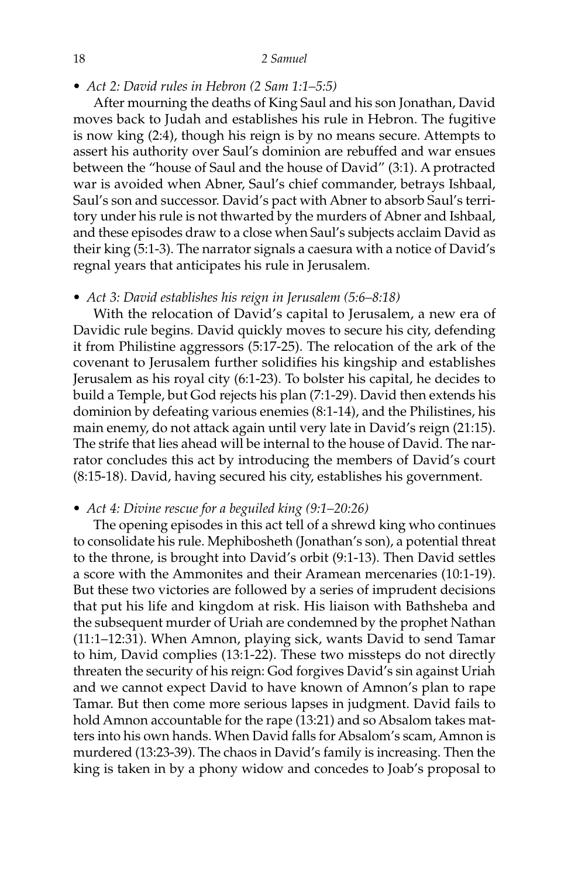- *Act 2: David rules in Hebron (2 Sam 1:1–5:5)*

  After mourning the deaths of King Saul and his son Jonathan, David moves back to Judah and establishes his rule in Hebron. The fugitive is now king (2:4), though his reign is by no means secure. Attempts to assert his authority over Saul's dominion are rebuffed and war ensues between the "house of Saul and the house of David" (3:1). A protracted war is avoided when Abner, Saul's chief commander, betrays Ishbaal, Saul's son and successor. David's pact with Abner to absorb Saul's territory under his rule is not thwarted by the murders of Abner and Ishbaal, and these episodes draw to a close when Saul's subjects acclaim David as their king (5:1-3). The narrator signals a caesura with a notice of David's regnal years that anticipates his rule in Jerusalem.

- *Act 3: David establishes his reign in Jerusalem (5:6–8:18)*

  With the relocation of David's capital to Jerusalem, a new era of Davidic rule begins. David quickly moves to secure his city, defending it from Philistine aggressors (5:17-25). The relocation of the ark of the covenant to Jerusalem further solidifies his kingship and establishes Jerusalem as his royal city (6:1-23). To bolster his capital, he decides to build a Temple, but God rejects his plan (7:1-29). David then extends his dominion by defeating various enemies (8:1-14), and the Philistines, his main enemy, do not attack again until very late in David's reign (21:15). The strife that lies ahead will be internal to the house of David. The narrator concludes this act by introducing the members of David's court (8:15-18). David, having secured his city, establishes his government.

- *Act 4: Divine rescue for a beguiled king (9:1–20:26)*

  The opening episodes in this act tell of a shrewd king who continues to consolidate his rule. Mephibosheth (Jonathan's son), a potential threat to the throne, is brought into David's orbit (9:1-13). Then David settles a score with the Ammonites and their Aramean mercenaries (10:1-19). But these two victories are followed by a series of imprudent decisions that put his life and kingdom at risk. His liaison with Bathsheba and the subsequent murder of Uriah are condemned by the prophet Nathan (11:1–12:31). When Amnon, playing sick, wants David to send Tamar to him, David complies (13:1-22). These two missteps do not directly threaten the security of his reign: God forgives David's sin against Uriah and we cannot expect David to have known of Amnon's plan to rape Tamar. But then come more serious lapses in judgment. David fails to hold Amnon accountable for the rape (13:21) and so Absalom takes matters into his own hands. When David falls for Absalom's scam, Amnon is murdered (13:23-39). The chaos in David's family is increasing. Then the king is taken in by a phony widow and concedes to Joab's proposal to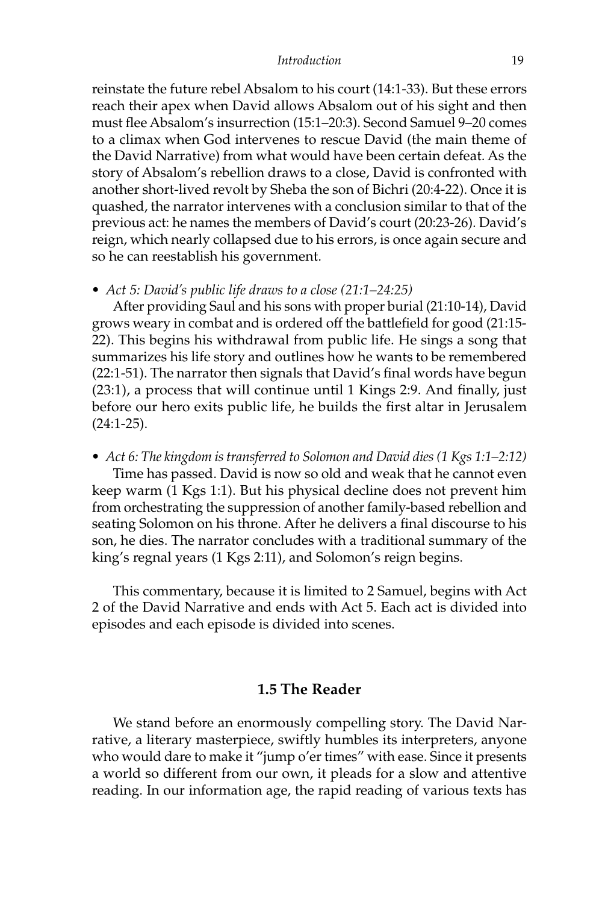reinstate the future rebel Absalom to his court (14:1-33). But these errors reach their apex when David allows Absalom out of his sight and then must flee Absalom's insurrection (15:1–20:3). Second Samuel 9–20 comes to a climax when God intervenes to rescue David (the main theme of the David Narrative) from what would have been certain defeat. As the story of Absalom's rebellion draws to a close, David is confronted with another short-lived revolt by Sheba the son of Bichri (20:4-22). Once it is quashed, the narrator intervenes with a conclusion similar to that of the previous act: he names the members of David's court (20:23-26). David's reign, which nearly collapsed due to his errors, is once again secure and so he can reestablish his government.

- *Act 5: David's public life draws to a close (21:1–24:25)*
  After providing Saul and his sons with proper burial (21:10-14), David grows weary in combat and is ordered off the battlefield for good (21:15-22). This begins his withdrawal from public life. He sings a song that summarizes his life story and outlines how he wants to be remembered (22:1-51). The narrator then signals that David's final words have begun (23:1), a process that will continue until 1 Kings 2:9. And finally, just before our hero exits public life, he builds the first altar in Jerusalem (24:1-25).

- *Act 6: The kingdom is transferred to Solomon and David dies (1 Kgs 1:1–2:12)*
  Time has passed. David is now so old and weak that he cannot even keep warm (1 Kgs 1:1). But his physical decline does not prevent him from orchestrating the suppression of another family-based rebellion and seating Solomon on his throne. After he delivers a final discourse to his son, he dies. The narrator concludes with a traditional summary of the king's regnal years (1 Kgs 2:11), and Solomon's reign begins.

This commentary, because it is limited to 2 Samuel, begins with Act 2 of the David Narrative and ends with Act 5. Each act is divided into episodes and each episode is divided into scenes.

## 1.5 The Reader

We stand before an enormously compelling story. The David Narrative, a literary masterpiece, swiftly humbles its interpreters, anyone who would dare to make it "jump o'er times" with ease. Since it presents a world so different from our own, it pleads for a slow and attentive reading. In our information age, the rapid reading of various texts has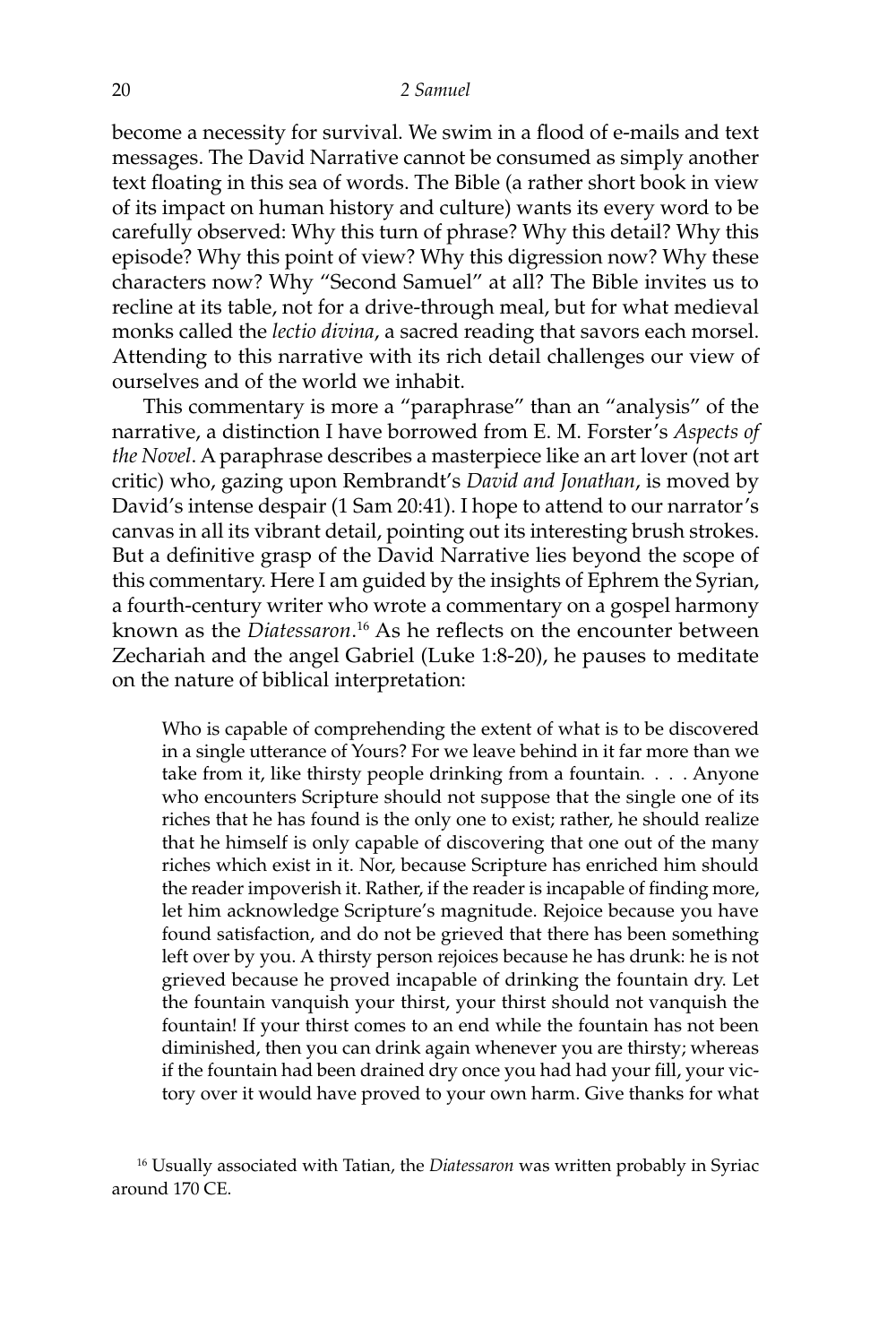become a necessity for survival. We swim in a flood of e-mails and text messages. The David Narrative cannot be consumed as simply another text floating in this sea of words. The Bible (a rather short book in view of its impact on human history and culture) wants its every word to be carefully observed: Why this turn of phrase? Why this detail? Why this episode? Why this point of view? Why this digression now? Why these characters now? Why "Second Samuel" at all? The Bible invites us to recline at its table, not for a drive-through meal, but for what medieval monks called the *lectio divina*, a sacred reading that savors each morsel. Attending to this narrative with its rich detail challenges our view of ourselves and of the world we inhabit.

This commentary is more a "paraphrase" than an "analysis" of the narrative, a distinction I have borrowed from E. M. Forster's *Aspects of the Novel*. A paraphrase describes a masterpiece like an art lover (not art critic) who, gazing upon Rembrandt's *David and Jonathan*, is moved by David's intense despair (1 Sam 20:41). I hope to attend to our narrator's canvas in all its vibrant detail, pointing out its interesting brush strokes. But a definitive grasp of the David Narrative lies beyond the scope of this commentary. Here I am guided by the insights of Ephrem the Syrian, a fourth-century writer who wrote a commentary on a gospel harmony known as the *Diatessaron*.[16] As he reflects on the encounter between Zechariah and the angel Gabriel (Luke 1:8-20), he pauses to meditate on the nature of biblical interpretation:

> Who is capable of comprehending the extent of what is to be discovered in a single utterance of Yours? For we leave behind in it far more than we take from it, like thirsty people drinking from a fountain. . . . Anyone who encounters Scripture should not suppose that the single one of its riches that he has found is the only one to exist; rather, he should realize that he himself is only capable of discovering that one out of the many riches which exist in it. Nor, because Scripture has enriched him should the reader impoverish it. Rather, if the reader is incapable of finding more, let him acknowledge Scripture's magnitude. Rejoice because you have found satisfaction, and do not be grieved that there has been something left over by you. A thirsty person rejoices because he has drunk: he is not grieved because he proved incapable of drinking the fountain dry. Let the fountain vanquish your thirst, your thirst should not vanquish the fountain! If your thirst comes to an end while the fountain has not been diminished, then you can drink again whenever you are thirsty; whereas if the fountain had been drained dry once you had had your fill, your victory over it would have proved to your own harm. Give thanks for what

[16] Usually associated with Tatian, the *Diatessaron* was written probably in Syriac around 170 CE.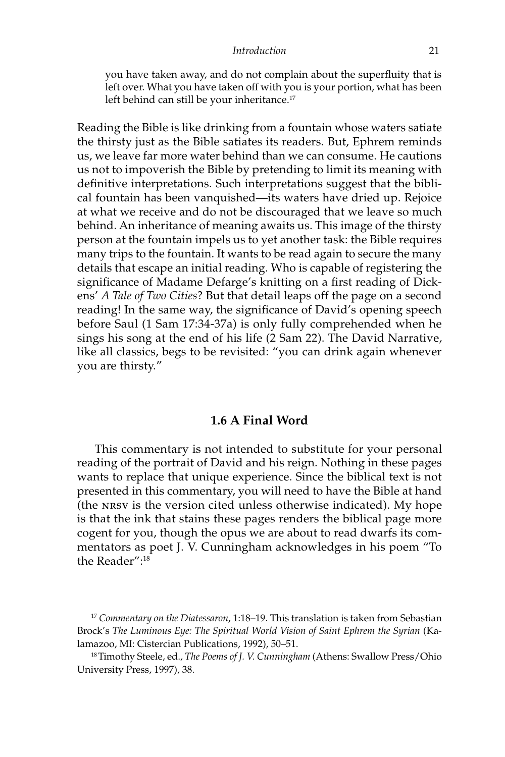> you have taken away, and do not complain about the superfluity that is left over. What you have taken off with you is your portion, what has been left behind can still be your inheritance.[17]

Reading the Bible is like drinking from a fountain whose waters satiate the thirsty just as the Bible satiates its readers. But, Ephrem reminds us, we leave far more water behind than we can consume. He cautions us not to impoverish the Bible by pretending to limit its meaning with definitive interpretations. Such interpretations suggest that the biblical fountain has been vanquished—its waters have dried up. Rejoice at what we receive and do not be discouraged that we leave so much behind. An inheritance of meaning awaits us. This image of the thirsty person at the fountain impels us to yet another task: the Bible requires many trips to the fountain. It wants to be read again to secure the many details that escape an initial reading. Who is capable of registering the significance of Madame Defarge's knitting on a first reading of Dickens' *A Tale of Two Cities*? But that detail leaps off the page on a second reading! In the same way, the significance of David's opening speech before Saul (1 Sam 17:34-37a) is only fully comprehended when he sings his song at the end of his life (2 Sam 22). The David Narrative, like all classics, begs to be revisited: "you can drink again whenever you are thirsty."

## 1.6 A Final Word

This commentary is not intended to substitute for your personal reading of the portrait of David and his reign. Nothing in these pages wants to replace that unique experience. Since the biblical text is not presented in this commentary, you will need to have the Bible at hand (the NRSV is the version cited unless otherwise indicated). My hope is that the ink that stains these pages renders the biblical page more cogent for you, though the opus we are about to read dwarfs its commentators as poet J. V. Cunningham acknowledges in his poem "To the Reader":[18]

---

[17] *Commentary on the Diatessaron*, 1:18–19. This translation is taken from Sebastian Brock's *The Luminous Eye: The Spiritual World Vision of Saint Ephrem the Syrian* (Kalamazoo, MI: Cistercian Publications, 1992), 50–51.

[18] Timothy Steele, ed., *The Poems of J. V. Cunningham* (Athens: Swallow Press/Ohio University Press, 1997), 38.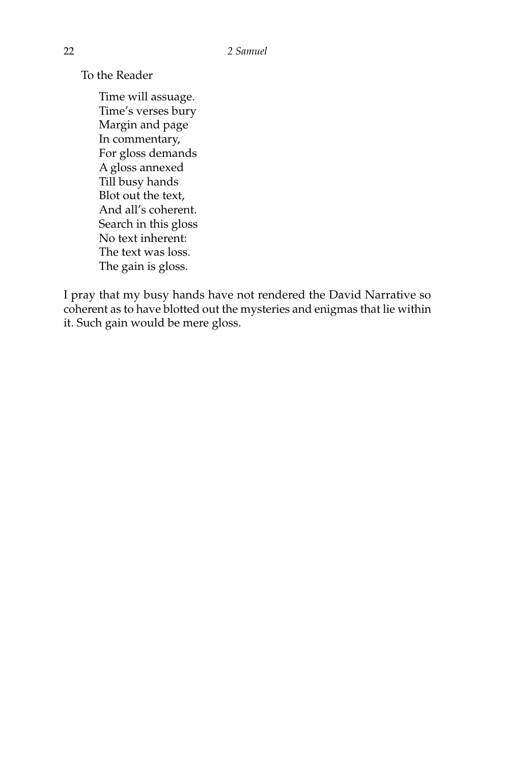To the Reader

Time will assuage.  
Time's verses bury  
Margin and page  
In commentary,  
For gloss demands  
A gloss annexed  
Till busy hands  
Blot out the text,  
And all's coherent.  
Search in this gloss  
No text inherent:  
The text was loss.  
The gain is gloss.

I pray that my busy hands have not rendered the David Narrative so coherent as to have blotted out the mysteries and enigmas that lie within it. Such gain would be mere gloss.